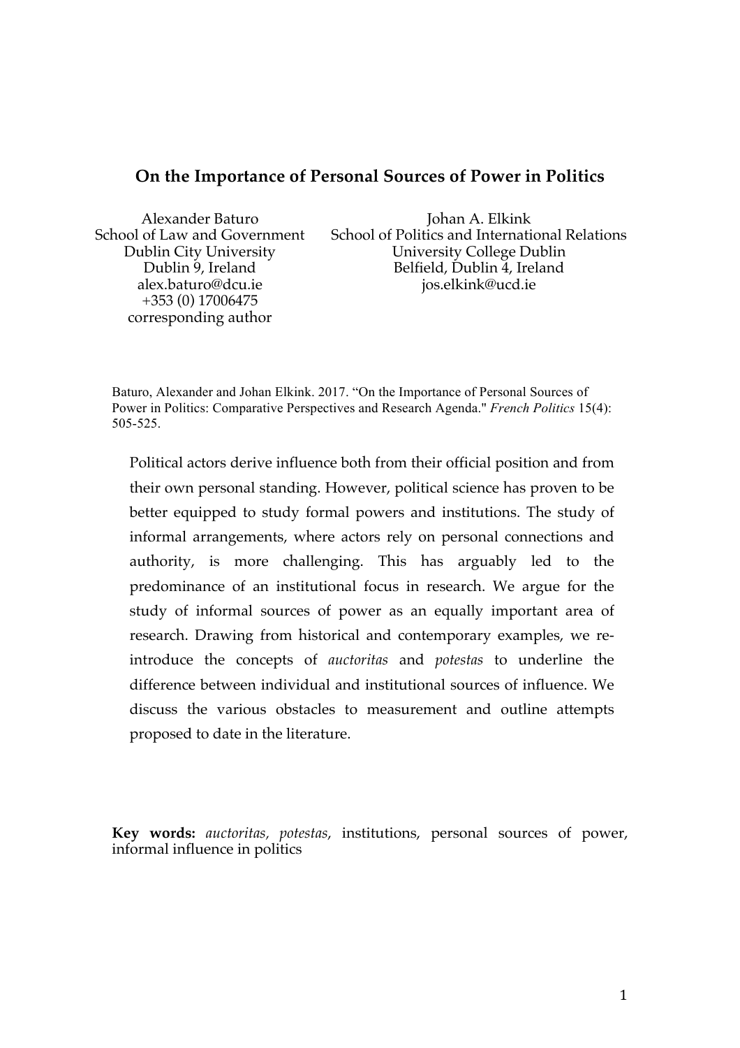# On the Importance of Personal Sources of Power in Politics

Alexander Baturo
School of Law and Government
Dublin City University
Dublin 9, Ireland
alex.baturo@dcu.ie
+353 (0) 17006475
corresponding author

Johan A. Elkink
School of Politics and International Relations
University College Dublin
Belfield, Dublin 4, Ireland
jos.elkink@ucd.ie

Baturo, Alexander and Johan Elkink. 2017. "On the Importance of Personal Sources of Power in Politics: Comparative Perspectives and Research Agenda." *French Politics* 15(4): 505-525.

Political actors derive influence both from their official position and from their own personal standing. However, political science has proven to be better equipped to study formal powers and institutions. The study of informal arrangements, where actors rely on personal connections and authority, is more challenging. This has arguably led to the predominance of an institutional focus in research. We argue for the study of informal sources of power as an equally important area of research. Drawing from historical and contemporary examples, we re-introduce the concepts of *auctoritas* and *potestas* to underline the difference between individual and institutional sources of influence. We discuss the various obstacles to measurement and outline attempts proposed to date in the literature.

**Key words:** *auctoritas*, *potestas*, institutions, personal sources of power, informal influence in politics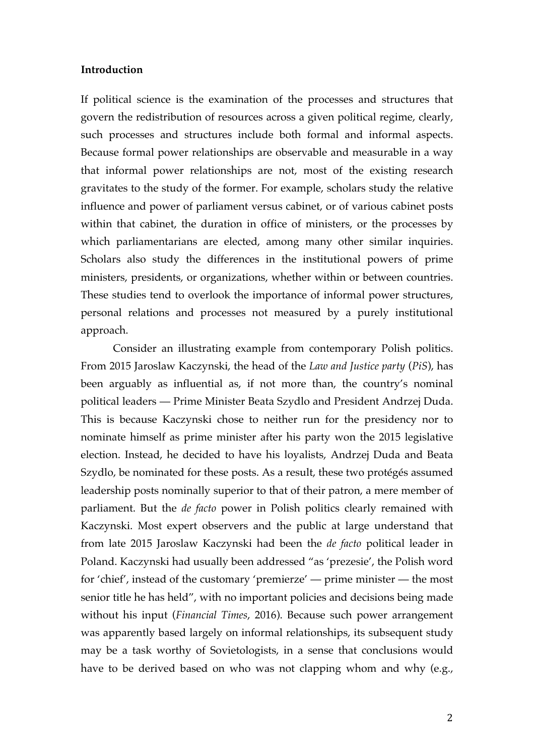**Introduction**

If political science is the examination of the processes and structures that govern the redistribution of resources across a given political regime, clearly, such processes and structures include both formal and informal aspects. Because formal power relationships are observable and measurable in a way that informal power relationships are not, most of the existing research gravitates to the study of the former. For example, scholars study the relative influence and power of parliament versus cabinet, or of various cabinet posts within that cabinet, the duration in office of ministers, or the processes by which parliamentarians are elected, among many other similar inquiries. Scholars also study the differences in the institutional powers of prime ministers, presidents, or organizations, whether within or between countries. These studies tend to overlook the importance of informal power structures, personal relations and processes not measured by a purely institutional approach.

Consider an illustrating example from contemporary Polish politics. From 2015 Jaroslaw Kaczynski, the head of the *Law and Justice party* (*PiS*), has been arguably as influential as, if not more than, the country's nominal political leaders — Prime Minister Beata Szydlo and President Andrzej Duda. This is because Kaczynski chose to neither run for the presidency nor to nominate himself as prime minister after his party won the 2015 legislative election. Instead, he decided to have his loyalists, Andrzej Duda and Beata Szydlo, be nominated for these posts. As a result, these two protégés assumed leadership posts nominally superior to that of their patron, a mere member of parliament. But the *de facto* power in Polish politics clearly remained with Kaczynski. Most expert observers and the public at large understand that from late 2015 Jaroslaw Kaczynski had been the *de facto* political leader in Poland. Kaczynski had usually been addressed "as 'prezesie', the Polish word for 'chief', instead of the customary 'premierze' — prime minister — the most senior title he has held", with no important policies and decisions being made without his input (*Financial Times*, 2016). Because such power arrangement was apparently based largely on informal relationships, its subsequent study may be a task worthy of Sovietologists, in a sense that conclusions would have to be derived based on who was not clapping whom and why (e.g.,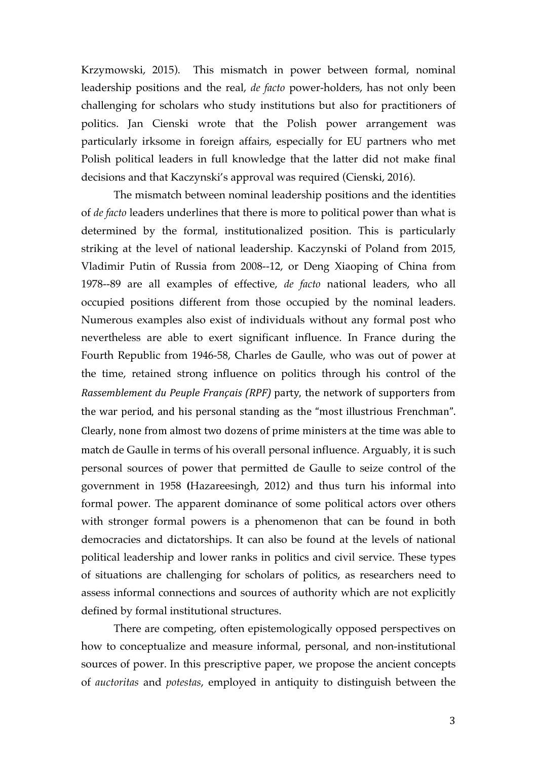Krzymowski, 2015). This mismatch in power between formal, nominal leadership positions and the real, *de facto* power-holders, has not only been challenging for scholars who study institutions but also for practitioners of politics. Jan Cienski wrote that the Polish power arrangement was particularly irksome in foreign affairs, especially for EU partners who met Polish political leaders in full knowledge that the latter did not make final decisions and that Kaczynski's approval was required (Cienski, 2016).

The mismatch between nominal leadership positions and the identities of *de facto* leaders underlines that there is more to political power than what is determined by the formal, institutionalized position. This is particularly striking at the level of national leadership. Kaczynski of Poland from 2015, Vladimir Putin of Russia from 2008--12, or Deng Xiaoping of China from 1978--89 are all examples of effective, *de facto* national leaders, who all occupied positions different from those occupied by the nominal leaders. Numerous examples also exist of individuals without any formal post who nevertheless are able to exert significant influence. In France during the Fourth Republic from 1946-58, Charles de Gaulle, who was out of power at the time, retained strong influence on politics through his control of the *Rassemblement du Peuple Français (RPF)* party, the network of supporters from the war period, and his personal standing as the "most illustrious Frenchman". Clearly, none from almost two dozens of prime ministers at the time was able to match de Gaulle in terms of his overall personal influence. Arguably, it is such personal sources of power that permitted de Gaulle to seize control of the government in 1958 (Hazareesingh, 2012) and thus turn his informal into formal power. The apparent dominance of some political actors over others with stronger formal powers is a phenomenon that can be found in both democracies and dictatorships. It can also be found at the levels of national political leadership and lower ranks in politics and civil service. These types of situations are challenging for scholars of politics, as researchers need to assess informal connections and sources of authority which are not explicitly defined by formal institutional structures.

There are competing, often epistemologically opposed perspectives on how to conceptualize and measure informal, personal, and non-institutional sources of power. In this prescriptive paper, we propose the ancient concepts of *auctoritas* and *potestas*, employed in antiquity to distinguish between the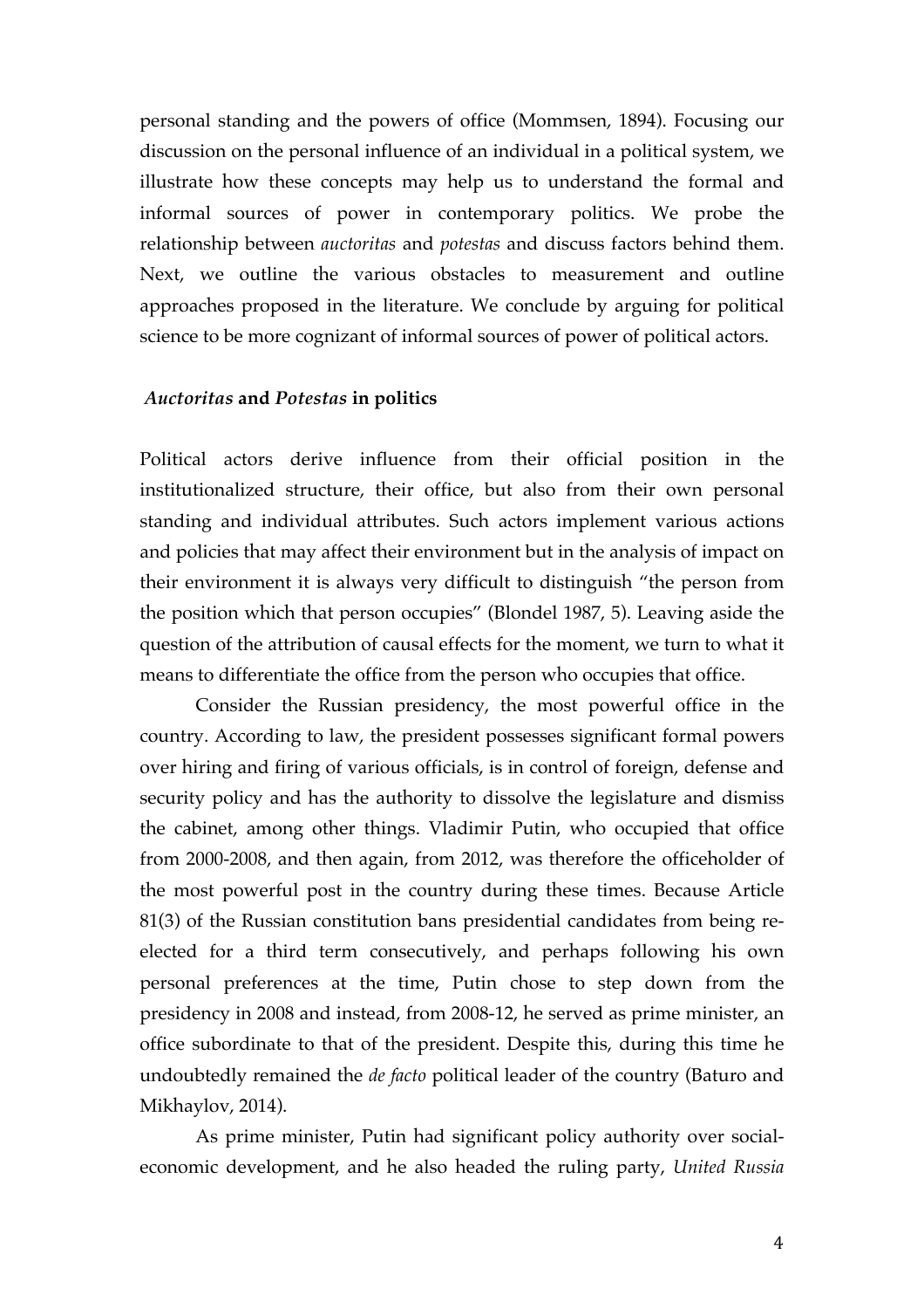personal standing and the powers of office (Mommsen, 1894). Focusing our discussion on the personal influence of an individual in a political system, we illustrate how these concepts may help us to understand the formal and informal sources of power in contemporary politics. We probe the relationship between *auctoritas* and *potestas* and discuss factors behind them. Next, we outline the various obstacles to measurement and outline approaches proposed in the literature. We conclude by arguing for political science to be more cognizant of informal sources of power of political actors.

## *Auctoritas* and *Potestas* in politics

Political actors derive influence from their official position in the institutionalized structure, their office, but also from their own personal standing and individual attributes. Such actors implement various actions and policies that may affect their environment but in the analysis of impact on their environment it is always very difficult to distinguish "the person from the position which that person occupies" (Blondel 1987, 5). Leaving aside the question of the attribution of causal effects for the moment, we turn to what it means to differentiate the office from the person who occupies that office.

Consider the Russian presidency, the most powerful office in the country. According to law, the president possesses significant formal powers over hiring and firing of various officials, is in control of foreign, defense and security policy and has the authority to dissolve the legislature and dismiss the cabinet, among other things. Vladimir Putin, who occupied that office from 2000-2008, and then again, from 2012, was therefore the officeholder of the most powerful post in the country during these times. Because Article 81(3) of the Russian constitution bans presidential candidates from being re-elected for a third term consecutively, and perhaps following his own personal preferences at the time, Putin chose to step down from the presidency in 2008 and instead, from 2008-12, he served as prime minister, an office subordinate to that of the president. Despite this, during this time he undoubtedly remained the *de facto* political leader of the country (Baturo and Mikhaylov, 2014).

As prime minister, Putin had significant policy authority over social-economic development, and he also headed the ruling party, *United Russia*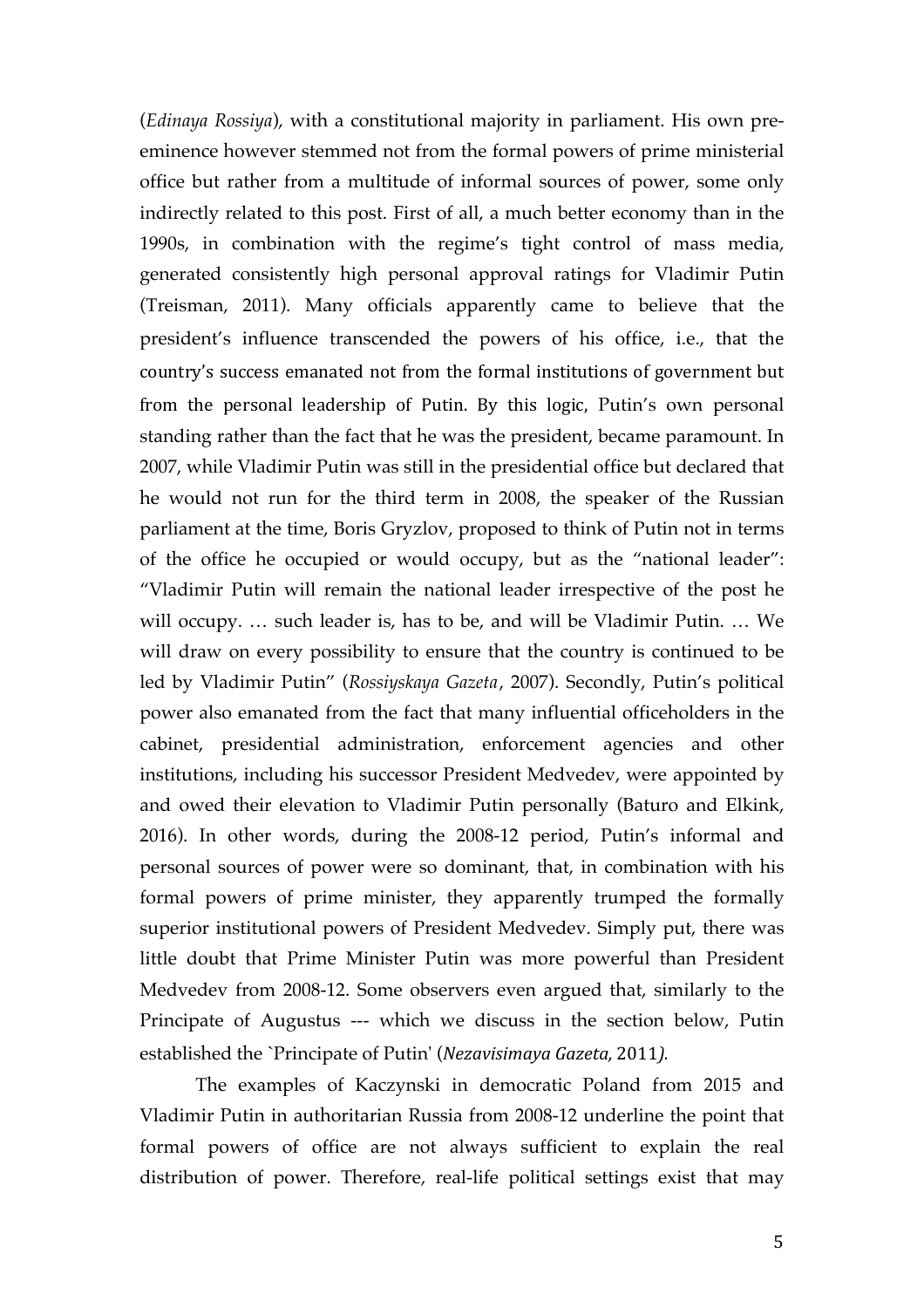(*Edinaya Rossiya*), with a constitutional majority in parliament. His own pre-eminence however stemmed not from the formal powers of prime ministerial office but rather from a multitude of informal sources of power, some only indirectly related to this post. First of all, a much better economy than in the 1990s, in combination with the regime's tight control of mass media, generated consistently high personal approval ratings for Vladimir Putin (Treisman, 2011). Many officials apparently came to believe that the president's influence transcended the powers of his office, i.e., that the country's success emanated not from the formal institutions of government but from the personal leadership of Putin. By this logic, Putin's own personal standing rather than the fact that he was the president, became paramount. In 2007, while Vladimir Putin was still in the presidential office but declared that he would not run for the third term in 2008, the speaker of the Russian parliament at the time, Boris Gryzlov, proposed to think of Putin not in terms of the office he occupied or would occupy, but as the "national leader": "Vladimir Putin will remain the national leader irrespective of the post he will occupy. … such leader is, has to be, and will be Vladimir Putin. … We will draw on every possibility to ensure that the country is continued to be led by Vladimir Putin" (*Rossiyskaya Gazeta*, 2007). Secondly, Putin's political power also emanated from the fact that many influential officeholders in the cabinet, presidential administration, enforcement agencies and other institutions, including his successor President Medvedev, were appointed by and owed their elevation to Vladimir Putin personally (Baturo and Elkink, 2016). In other words, during the 2008-12 period, Putin's informal and personal sources of power were so dominant, that, in combination with his formal powers of prime minister, they apparently trumped the formally superior institutional powers of President Medvedev. Simply put, there was little doubt that Prime Minister Putin was more powerful than President Medvedev from 2008-12. Some observers even argued that, similarly to the Principate of Augustus --- which we discuss in the section below, Putin established the `Principate of Putin' (*Nezavisimaya Gazeta*, 2011).

The examples of Kaczynski in democratic Poland from 2015 and Vladimir Putin in authoritarian Russia from 2008-12 underline the point that formal powers of office are not always sufficient to explain the real distribution of power. Therefore, real-life political settings exist that may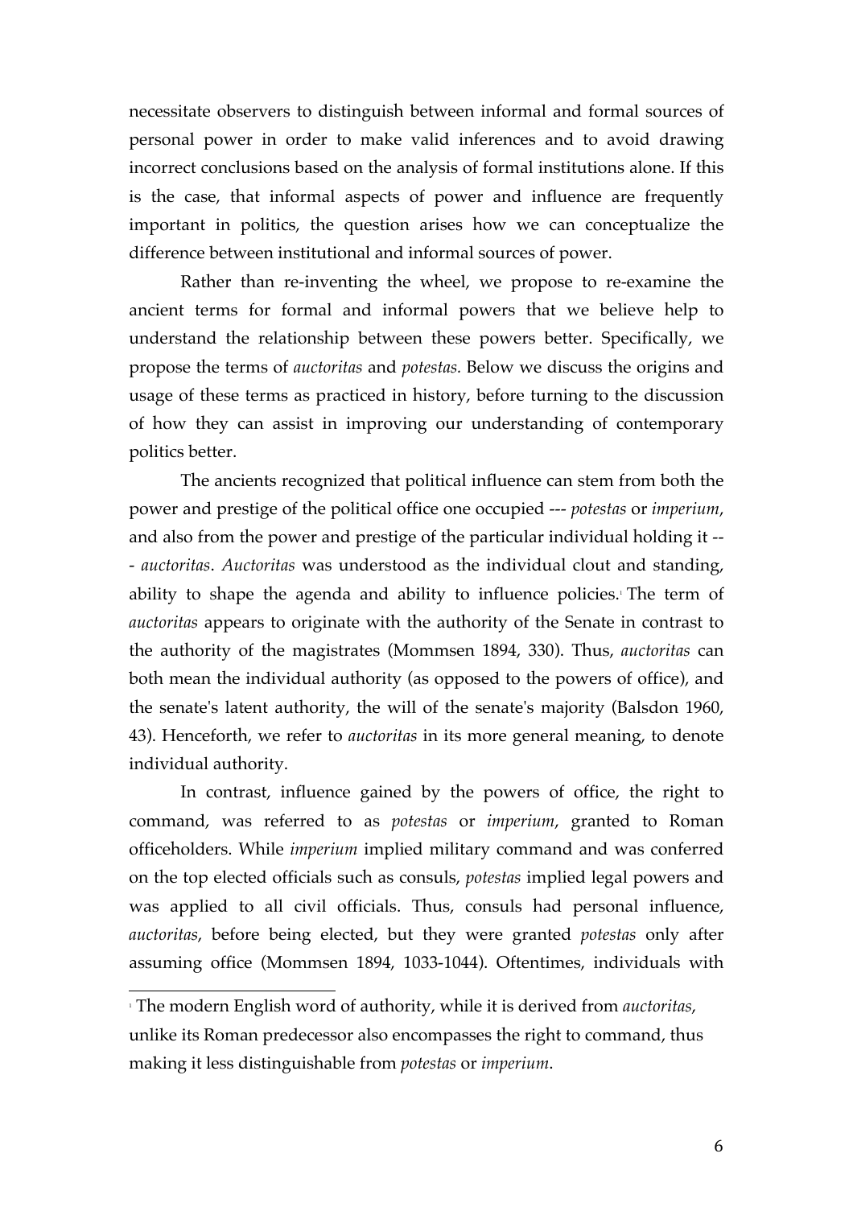necessitate observers to distinguish between informal and formal sources of personal power in order to make valid inferences and to avoid drawing incorrect conclusions based on the analysis of formal institutions alone. If this is the case, that informal aspects of power and influence are frequently important in politics, the question arises how we can conceptualize the difference between institutional and informal sources of power.

Rather than re-inventing the wheel, we propose to re-examine the ancient terms for formal and informal powers that we believe help to understand the relationship between these powers better. Specifically, we propose the terms of *auctoritas* and *potestas.* Below we discuss the origins and usage of these terms as practiced in history, before turning to the discussion of how they can assist in improving our understanding of contemporary politics better.

The ancients recognized that political influence can stem from both the power and prestige of the political office one occupied --- *potestas* or *imperium*, and also from the power and prestige of the particular individual holding it --- *auctoritas*. *Auctoritas* was understood as the individual clout and standing, ability to shape the agenda and ability to influence policies.[1] The term of *auctoritas* appears to originate with the authority of the Senate in contrast to the authority of the magistrates (Mommsen 1894, 330). Thus, *auctoritas* can both mean the individual authority (as opposed to the powers of office), and the senate's latent authority, the will of the senate's majority (Balsdon 1960, 43). Henceforth, we refer to *auctoritas* in its more general meaning, to denote individual authority.

In contrast, influence gained by the powers of office, the right to command, was referred to as *potestas* or *imperium*, granted to Roman officeholders. While *imperium* implied military command and was conferred on the top elected officials such as consuls, *potestas* implied legal powers and was applied to all civil officials. Thus, consuls had personal influence, *auctoritas*, before being elected, but they were granted *potestas* only after assuming office (Mommsen 1894, 1033-1044). Oftentimes, individuals with

[1] The modern English word of authority, while it is derived from *auctoritas*, unlike its Roman predecessor also encompasses the right to command, thus making it less distinguishable from *potestas* or *imperium*.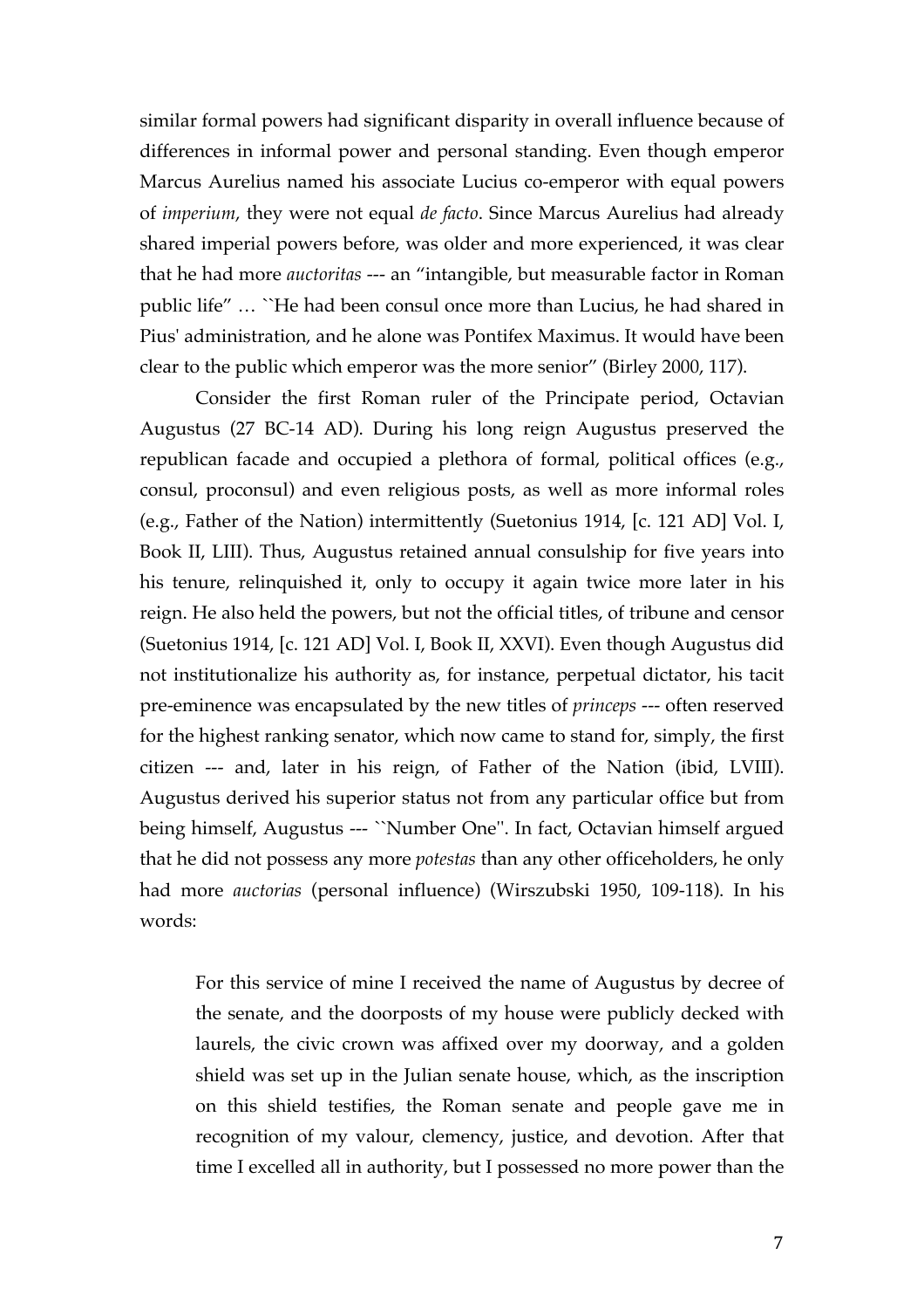similar formal powers had significant disparity in overall influence because of differences in informal power and personal standing. Even though emperor Marcus Aurelius named his associate Lucius co-emperor with equal powers of *imperium*, they were not equal *de facto*. Since Marcus Aurelius had already shared imperial powers before, was older and more experienced, it was clear that he had more *auctoritas* --- an "intangible, but measurable factor in Roman public life" … ``He had been consul once more than Lucius, he had shared in Pius' administration, and he alone was Pontifex Maximus. It would have been clear to the public which emperor was the more senior" (Birley 2000, 117).

Consider the first Roman ruler of the Principate period, Octavian Augustus (27 BC-14 AD). During his long reign Augustus preserved the republican facade and occupied a plethora of formal, political offices (e.g., consul, proconsul) and even religious posts, as well as more informal roles (e.g., Father of the Nation) intermittently (Suetonius 1914, [c. 121 AD] Vol. I, Book II, LIII). Thus, Augustus retained annual consulship for five years into his tenure, relinquished it, only to occupy it again twice more later in his reign. He also held the powers, but not the official titles, of tribune and censor (Suetonius 1914, [c. 121 AD] Vol. I, Book II, XXVI). Even though Augustus did not institutionalize his authority as, for instance, perpetual dictator, his tacit pre-eminence was encapsulated by the new titles of *princeps* --- often reserved for the highest ranking senator, which now came to stand for, simply, the first citizen --- and, later in his reign, of Father of the Nation (ibid, LVIII). Augustus derived his superior status not from any particular office but from being himself, Augustus --- ``Number One''. In fact, Octavian himself argued that he did not possess any more *potestas* than any other officeholders, he only had more *auctorias* (personal influence) (Wirszubski 1950, 109-118). In his words:

> For this service of mine I received the name of Augustus by decree of the senate, and the doorposts of my house were publicly decked with laurels, the civic crown was affixed over my doorway, and a golden shield was set up in the Julian senate house, which, as the inscription on this shield testifies, the Roman senate and people gave me in recognition of my valour, clemency, justice, and devotion. After that time I excelled all in authority, but I possessed no more power than the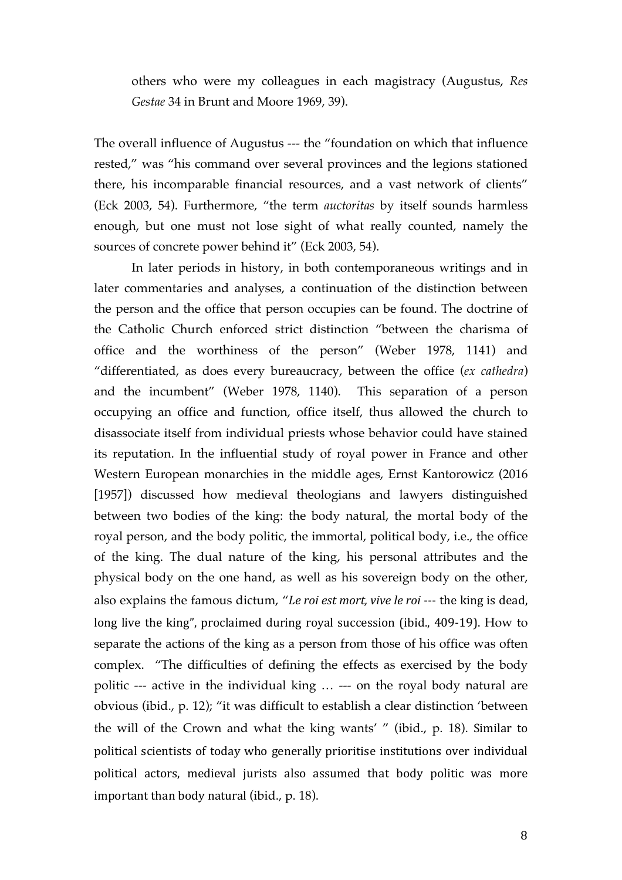> others who were my colleagues in each magistracy (Augustus, *Res Gestae* 34 in Brunt and Moore 1969, 39).

The overall influence of Augustus --- the "foundation on which that influence rested," was "his command over several provinces and the legions stationed there, his incomparable financial resources, and a vast network of clients" (Eck 2003, 54). Furthermore, "the term *auctoritas* by itself sounds harmless enough, but one must not lose sight of what really counted, namely the sources of concrete power behind it" (Eck 2003, 54).

In later periods in history, in both contemporaneous writings and in later commentaries and analyses, a continuation of the distinction between the person and the office that person occupies can be found. The doctrine of the Catholic Church enforced strict distinction "between the charisma of office and the worthiness of the person" (Weber 1978, 1141) and "differentiated, as does every bureaucracy, between the office (*ex cathedra*) and the incumbent" (Weber 1978, 1140). This separation of a person occupying an office and function, office itself, thus allowed the church to disassociate itself from individual priests whose behavior could have stained its reputation. In the influential study of royal power in France and other Western European monarchies in the middle ages, Ernst Kantorowicz (2016 [1957]) discussed how medieval theologians and lawyers distinguished between two bodies of the king: the body natural, the mortal body of the royal person, and the body politic, the immortal, political body, i.e., the office of the king. The dual nature of the king, his personal attributes and the physical body on the one hand, as well as his sovereign body on the other, also explains the famous dictum, "*Le roi est mort, vive le roi* --- the king is dead, long live the king", proclaimed during royal succession (ibid., 409-19). How to separate the actions of the king as a person from those of his office was often complex. "The difficulties of defining the effects as exercised by the body politic --- active in the individual king … --- on the royal body natural are obvious (ibid., p. 12); "it was difficult to establish a clear distinction 'between the will of the Crown and what the king wants' " (ibid., p. 18). Similar to political scientists of today who generally prioritise institutions over individual political actors, medieval jurists also assumed that body politic was more important than body natural (ibid., p. 18).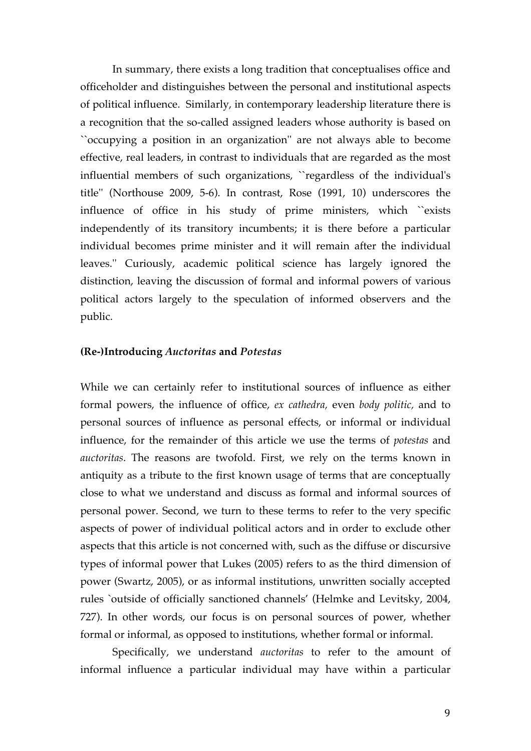In summary, there exists a long tradition that conceptualises office and officeholder and distinguishes between the personal and institutional aspects of political influence. Similarly, in contemporary leadership literature there is a recognition that the so-called assigned leaders whose authority is based on ``occupying a position in an organization'' are not always able to become effective, real leaders, in contrast to individuals that are regarded as the most influential members of such organizations, ``regardless of the individual's title'' (Northouse 2009, 5-6). In contrast, Rose (1991, 10) underscores the influence of office in his study of prime ministers, which ``exists independently of its transitory incumbents; it is there before a particular individual becomes prime minister and it will remain after the individual leaves.'' Curiously, academic political science has largely ignored the distinction, leaving the discussion of formal and informal powers of various political actors largely to the speculation of informed observers and the public.

## (Re-)Introducing *Auctoritas* and *Potestas*

While we can certainly refer to institutional sources of influence as either formal powers, the influence of office, *ex cathedra,* even *body politic,* and to personal sources of influence as personal effects, or informal or individual influence, for the remainder of this article we use the terms of *potestas* and *auctoritas*. The reasons are twofold. First, we rely on the terms known in antiquity as a tribute to the first known usage of terms that are conceptually close to what we understand and discuss as formal and informal sources of personal power. Second, we turn to these terms to refer to the very specific aspects of power of individual political actors and in order to exclude other aspects that this article is not concerned with, such as the diffuse or discursive types of informal power that Lukes (2005) refers to as the third dimension of power (Swartz, 2005), or as informal institutions, unwritten socially accepted rules `outside of officially sanctioned channels' (Helmke and Levitsky, 2004, 727). In other words, our focus is on personal sources of power, whether formal or informal, as opposed to institutions, whether formal or informal.

Specifically, we understand *auctoritas* to refer to the amount of informal influence a particular individual may have within a particular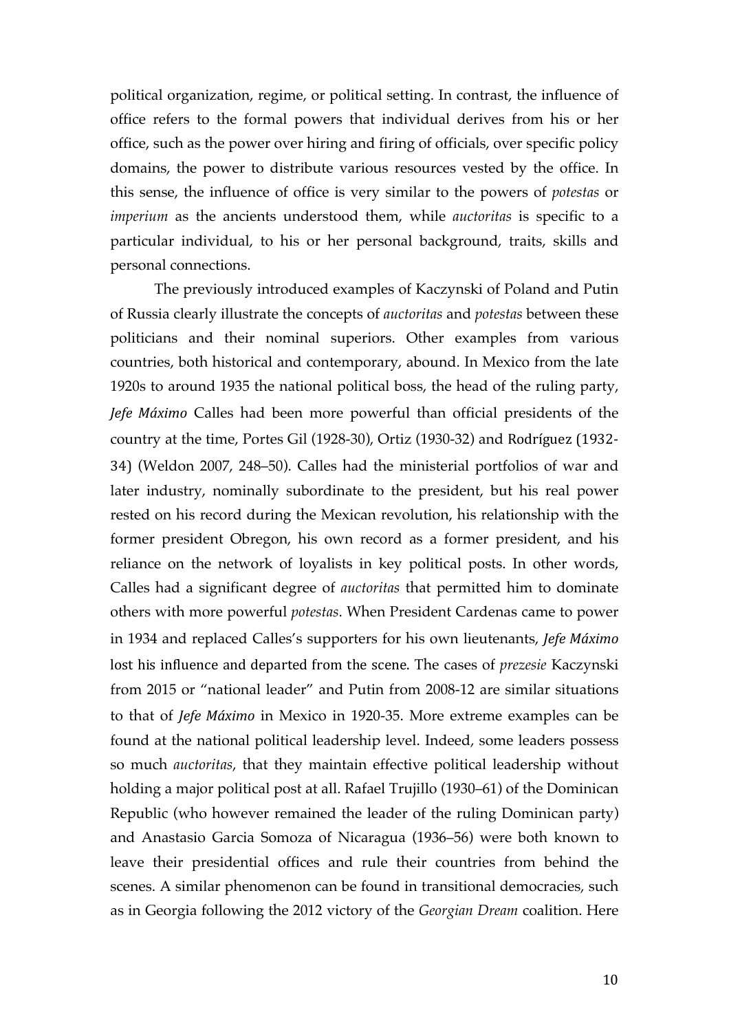political organization, regime, or political setting. In contrast, the influence of office refers to the formal powers that individual derives from his or her office, such as the power over hiring and firing of officials, over specific policy domains, the power to distribute various resources vested by the office. In this sense, the influence of office is very similar to the powers of *potestas* or *imperium* as the ancients understood them, while *auctoritas* is specific to a particular individual, to his or her personal background, traits, skills and personal connections.

The previously introduced examples of Kaczynski of Poland and Putin of Russia clearly illustrate the concepts of *auctoritas* and *potestas* between these politicians and their nominal superiors. Other examples from various countries, both historical and contemporary, abound. In Mexico from the late 1920s to around 1935 the national political boss, the head of the ruling party, *Jefe Máximo* Calles had been more powerful than official presidents of the country at the time, Portes Gil (1928-30), Ortiz (1930-32) and Rodríguez (1932-34) (Weldon 2007, 248–50). Calles had the ministerial portfolios of war and later industry, nominally subordinate to the president, but his real power rested on his record during the Mexican revolution, his relationship with the former president Obregon, his own record as a former president, and his reliance on the network of loyalists in key political posts. In other words, Calles had a significant degree of *auctoritas* that permitted him to dominate others with more powerful *potestas*. When President Cardenas came to power in 1934 and replaced Calles's supporters for his own lieutenants, *Jefe Máximo* lost his influence and departed from the scene. The cases of *prezesie* Kaczynski from 2015 or "national leader" and Putin from 2008-12 are similar situations to that of *Jefe Máximo* in Mexico in 1920-35. More extreme examples can be found at the national political leadership level. Indeed, some leaders possess so much *auctoritas*, that they maintain effective political leadership without holding a major political post at all. Rafael Trujillo (1930–61) of the Dominican Republic (who however remained the leader of the ruling Dominican party) and Anastasio Garcia Somoza of Nicaragua (1936–56) were both known to leave their presidential offices and rule their countries from behind the scenes. A similar phenomenon can be found in transitional democracies, such as in Georgia following the 2012 victory of the *Georgian Dream* coalition. Here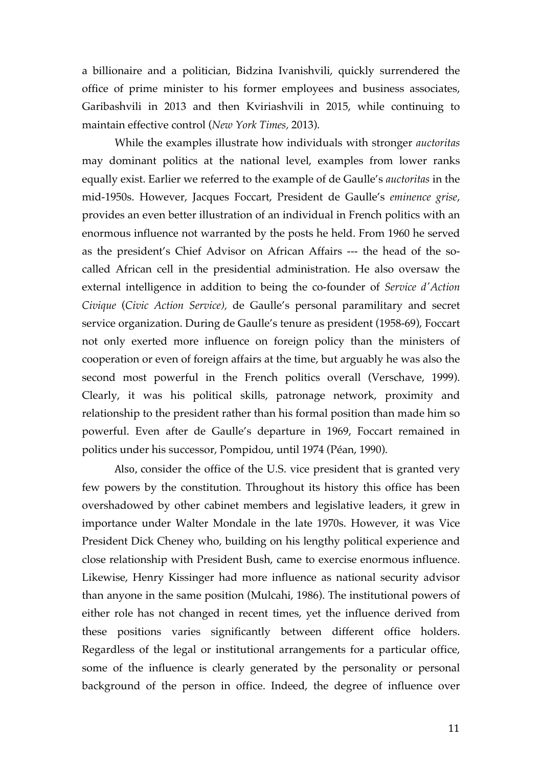a billionaire and a politician, Bidzina Ivanishvili, quickly surrendered the office of prime minister to his former employees and business associates, Garibashvili in 2013 and then Kviriashvili in 2015, while continuing to maintain effective control (*New York Times*, 2013).

While the examples illustrate how individuals with stronger *auctoritas* may dominant politics at the national level, examples from lower ranks equally exist. Earlier we referred to the example of de Gaulle's *auctoritas* in the mid-1950s. However, Jacques Foccart, President de Gaulle's *eminence grise*, provides an even better illustration of an individual in French politics with an enormous influence not warranted by the posts he held. From 1960 he served as the president's Chief Advisor on African Affairs --- the head of the so-called African cell in the presidential administration. He also oversaw the external intelligence in addition to being the co-founder of *Service d'Action Civique* (*Civic Action Service),* de Gaulle's personal paramilitary and secret service organization. During de Gaulle's tenure as president (1958-69), Foccart not only exerted more influence on foreign policy than the ministers of cooperation or even of foreign affairs at the time, but arguably he was also the second most powerful in the French politics overall (Verschave, 1999). Clearly, it was his political skills, patronage network, proximity and relationship to the president rather than his formal position than made him so powerful. Even after de Gaulle's departure in 1969, Foccart remained in politics under his successor, Pompidou, until 1974 (Péan, 1990).

Also, consider the office of the U.S. vice president that is granted very few powers by the constitution. Throughout its history this office has been overshadowed by other cabinet members and legislative leaders, it grew in importance under Walter Mondale in the late 1970s. However, it was Vice President Dick Cheney who, building on his lengthy political experience and close relationship with President Bush, came to exercise enormous influence. Likewise, Henry Kissinger had more influence as national security advisor than anyone in the same position (Mulcahi, 1986). The institutional powers of either role has not changed in recent times, yet the influence derived from these positions varies significantly between different office holders. Regardless of the legal or institutional arrangements for a particular office, some of the influence is clearly generated by the personality or personal background of the person in office. Indeed, the degree of influence over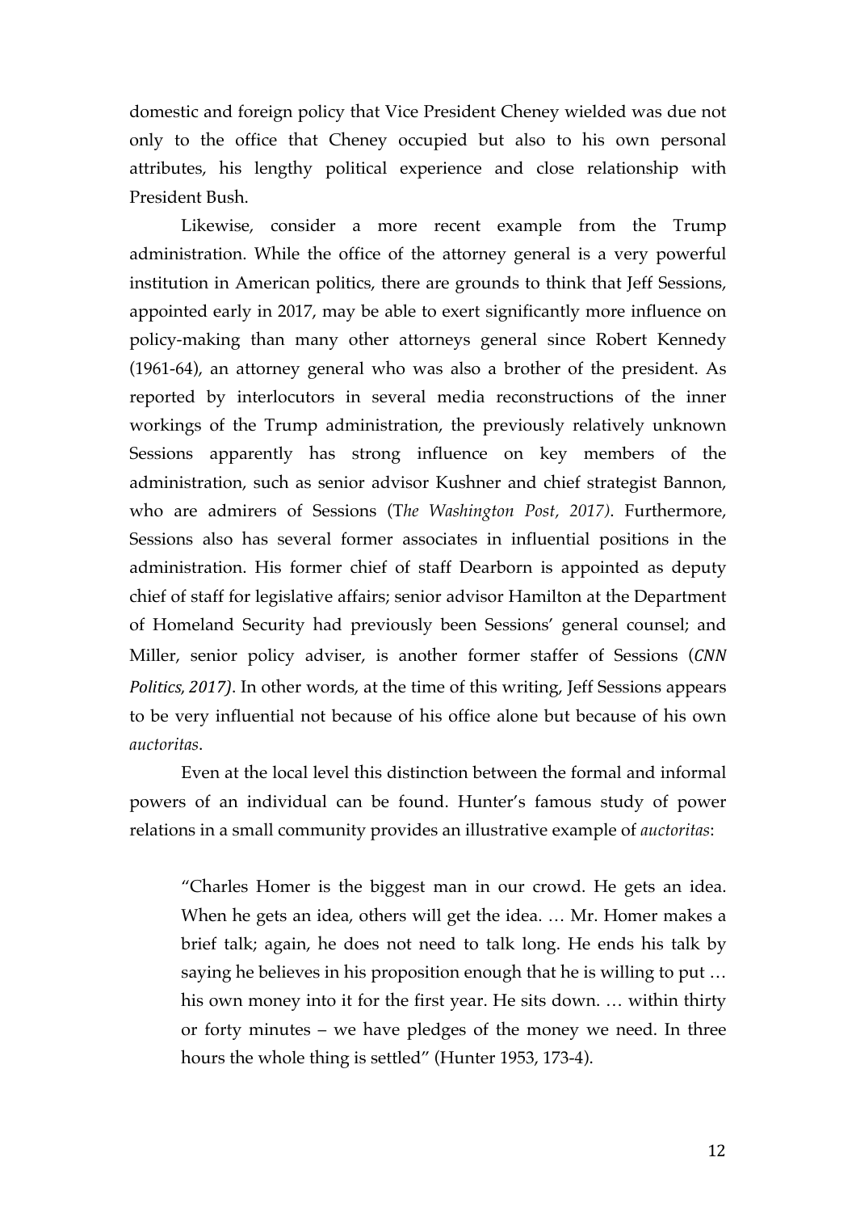domestic and foreign policy that Vice President Cheney wielded was due not only to the office that Cheney occupied but also to his own personal attributes, his lengthy political experience and close relationship with President Bush.

Likewise, consider a more recent example from the Trump administration. While the office of the attorney general is a very powerful institution in American politics, there are grounds to think that Jeff Sessions, appointed early in 2017, may be able to exert significantly more influence on policy-making than many other attorneys general since Robert Kennedy (1961-64), an attorney general who was also a brother of the president. As reported by interlocutors in several media reconstructions of the inner workings of the Trump administration, the previously relatively unknown Sessions apparently has strong influence on key members of the administration, such as senior advisor Kushner and chief strategist Bannon, who are admirers of Sessions (T*he Washington Post, 2017)*. Furthermore, Sessions also has several former associates in influential positions in the administration. His former chief of staff Dearborn is appointed as deputy chief of staff for legislative affairs; senior advisor Hamilton at the Department of Homeland Security had previously been Sessions' general counsel; and Miller, senior policy adviser, is another former staffer of Sessions (*CNN Politics, 2017)*. In other words, at the time of this writing, Jeff Sessions appears to be very influential not because of his office alone but because of his own *auctoritas*.

Even at the local level this distinction between the formal and informal powers of an individual can be found. Hunter's famous study of power relations in a small community provides an illustrative example of *auctoritas*:

> "Charles Homer is the biggest man in our crowd. He gets an idea. When he gets an idea, others will get the idea. … Mr. Homer makes a brief talk; again, he does not need to talk long. He ends his talk by saying he believes in his proposition enough that he is willing to put … his own money into it for the first year. He sits down. … within thirty or forty minutes – we have pledges of the money we need. In three hours the whole thing is settled" (Hunter 1953, 173-4).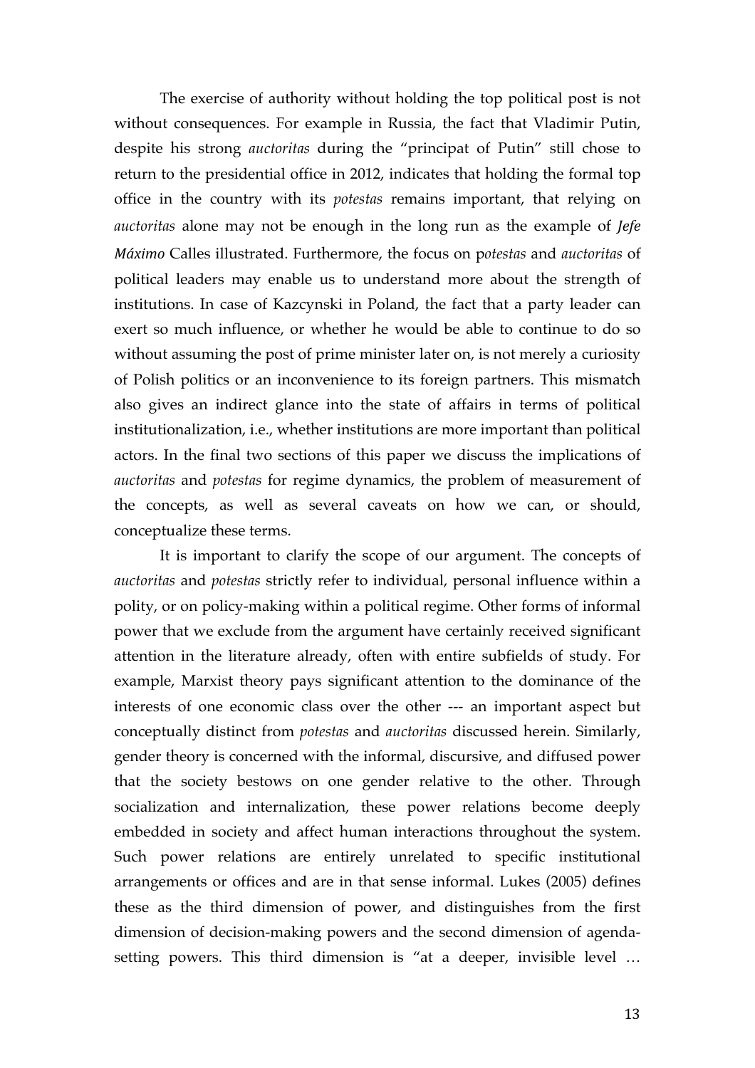The exercise of authority without holding the top political post is not without consequences. For example in Russia, the fact that Vladimir Putin, despite his strong *auctoritas* during the "principat of Putin" still chose to return to the presidential office in 2012, indicates that holding the formal top office in the country with its *potestas* remains important, that relying on *auctoritas* alone may not be enough in the long run as the example of ***Jefe Máximo*** Calles illustrated. Furthermore, the focus on p*otestas* and *auctoritas* of political leaders may enable us to understand more about the strength of institutions. In case of Kazcynski in Poland, the fact that a party leader can exert so much influence, or whether he would be able to continue to do so without assuming the post of prime minister later on, is not merely a curiosity of Polish politics or an inconvenience to its foreign partners. This mismatch also gives an indirect glance into the state of affairs in terms of political institutionalization, i.e., whether institutions are more important than political actors. In the final two sections of this paper we discuss the implications of *auctoritas* and *potestas* for regime dynamics, the problem of measurement of the concepts, as well as several caveats on how we can, or should, conceptualize these terms.

It is important to clarify the scope of our argument. The concepts of *auctoritas* and *potestas* strictly refer to individual, personal influence within a polity, or on policy-making within a political regime. Other forms of informal power that we exclude from the argument have certainly received significant attention in the literature already, often with entire subfields of study. For example, Marxist theory pays significant attention to the dominance of the interests of one economic class over the other --- an important aspect but conceptually distinct from *potestas* and *auctoritas* discussed herein. Similarly, gender theory is concerned with the informal, discursive, and diffused power that the society bestows on one gender relative to the other. Through socialization and internalization, these power relations become deeply embedded in society and affect human interactions throughout the system. Such power relations are entirely unrelated to specific institutional arrangements or offices and are in that sense informal. Lukes (2005) defines these as the third dimension of power, and distinguishes from the first dimension of decision-making powers and the second dimension of agenda-setting powers. This third dimension is "at a deeper, invisible level …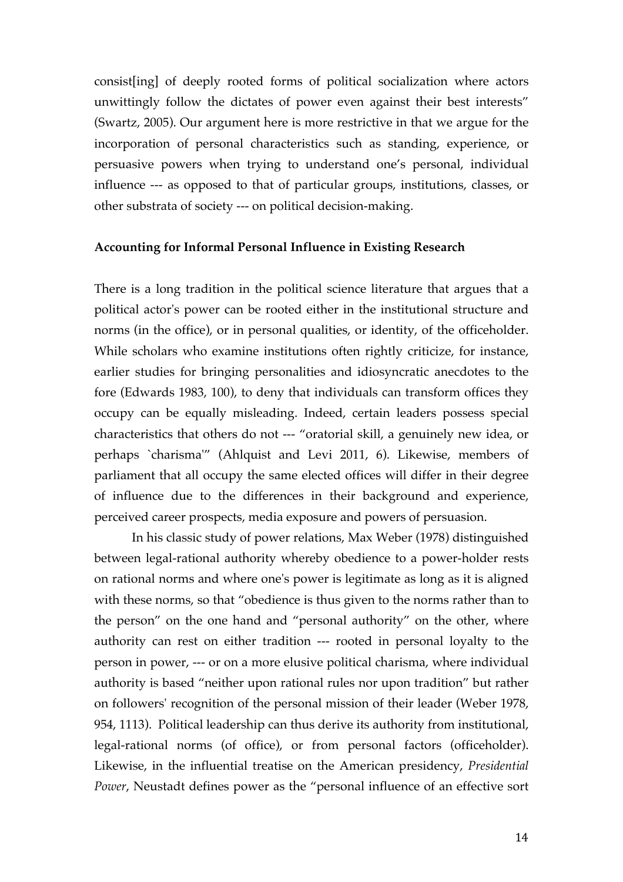consist[ing] of deeply rooted forms of political socialization where actors unwittingly follow the dictates of power even against their best interests" (Swartz, 2005). Our argument here is more restrictive in that we argue for the incorporation of personal characteristics such as standing, experience, or persuasive powers when trying to understand one's personal, individual influence --- as opposed to that of particular groups, institutions, classes, or other substrata of society --- on political decision-making.

**Accounting for Informal Personal Influence in Existing Research**

There is a long tradition in the political science literature that argues that a political actor's power can be rooted either in the institutional structure and norms (in the office), or in personal qualities, or identity, of the officeholder. While scholars who examine institutions often rightly criticize, for instance, earlier studies for bringing personalities and idiosyncratic anecdotes to the fore (Edwards 1983, 100), to deny that individuals can transform offices they occupy can be equally misleading. Indeed, certain leaders possess special characteristics that others do not --- "oratorial skill, a genuinely new idea, or perhaps `charisma'" (Ahlquist and Levi 2011, 6). Likewise, members of parliament that all occupy the same elected offices will differ in their degree of influence due to the differences in their background and experience, perceived career prospects, media exposure and powers of persuasion.

In his classic study of power relations, Max Weber (1978) distinguished between legal-rational authority whereby obedience to a power-holder rests on rational norms and where one's power is legitimate as long as it is aligned with these norms, so that "obedience is thus given to the norms rather than to the person" on the one hand and "personal authority" on the other, where authority can rest on either tradition --- rooted in personal loyalty to the person in power, --- or on a more elusive political charisma, where individual authority is based "neither upon rational rules nor upon tradition" but rather on followers' recognition of the personal mission of their leader (Weber 1978, 954, 1113). Political leadership can thus derive its authority from institutional, legal-rational norms (of office), or from personal factors (officeholder). Likewise, in the influential treatise on the American presidency, *Presidential Power*, Neustadt defines power as the "personal influence of an effective sort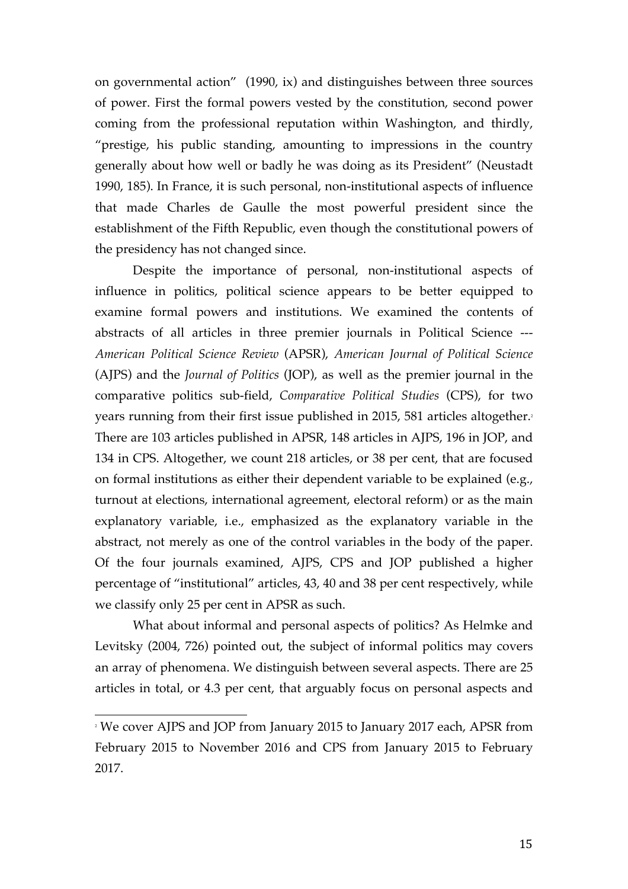on governmental action" (1990, ix) and distinguishes between three sources of power. First the formal powers vested by the constitution, second power coming from the professional reputation within Washington, and thirdly, "prestige, his public standing, amounting to impressions in the country generally about how well or badly he was doing as its President" (Neustadt 1990, 185). In France, it is such personal, non-institutional aspects of influence that made Charles de Gaulle the most powerful president since the establishment of the Fifth Republic, even though the constitutional powers of the presidency has not changed since.

Despite the importance of personal, non-institutional aspects of influence in politics, political science appears to be better equipped to examine formal powers and institutions. We examined the contents of abstracts of all articles in three premier journals in Political Science --- *American Political Science Review* (APSR), *American Journal of Political Science* (AJPS) and the *Journal of Politics* (JOP), as well as the premier journal in the comparative politics sub-field, *Comparative Political Studies* (CPS), for two years running from their first issue published in 2015, 581 articles altogether.[2] There are 103 articles published in APSR, 148 articles in AJPS, 196 in JOP, and 134 in CPS. Altogether, we count 218 articles, or 38 per cent, that are focused on formal institutions as either their dependent variable to be explained (e.g., turnout at elections, international agreement, electoral reform) or as the main explanatory variable, i.e., emphasized as the explanatory variable in the abstract, not merely as one of the control variables in the body of the paper. Of the four journals examined, AJPS, CPS and JOP published a higher percentage of "institutional" articles, 43, 40 and 38 per cent respectively, while we classify only 25 per cent in APSR as such.

What about informal and personal aspects of politics? As Helmke and Levitsky (2004, 726) pointed out, the subject of informal politics may covers an array of phenomena. We distinguish between several aspects. There are 25 articles in total, or 4.3 per cent, that arguably focus on personal aspects and

[2] We cover AJPS and JOP from January 2015 to January 2017 each, APSR from February 2015 to November 2016 and CPS from January 2015 to February 2017.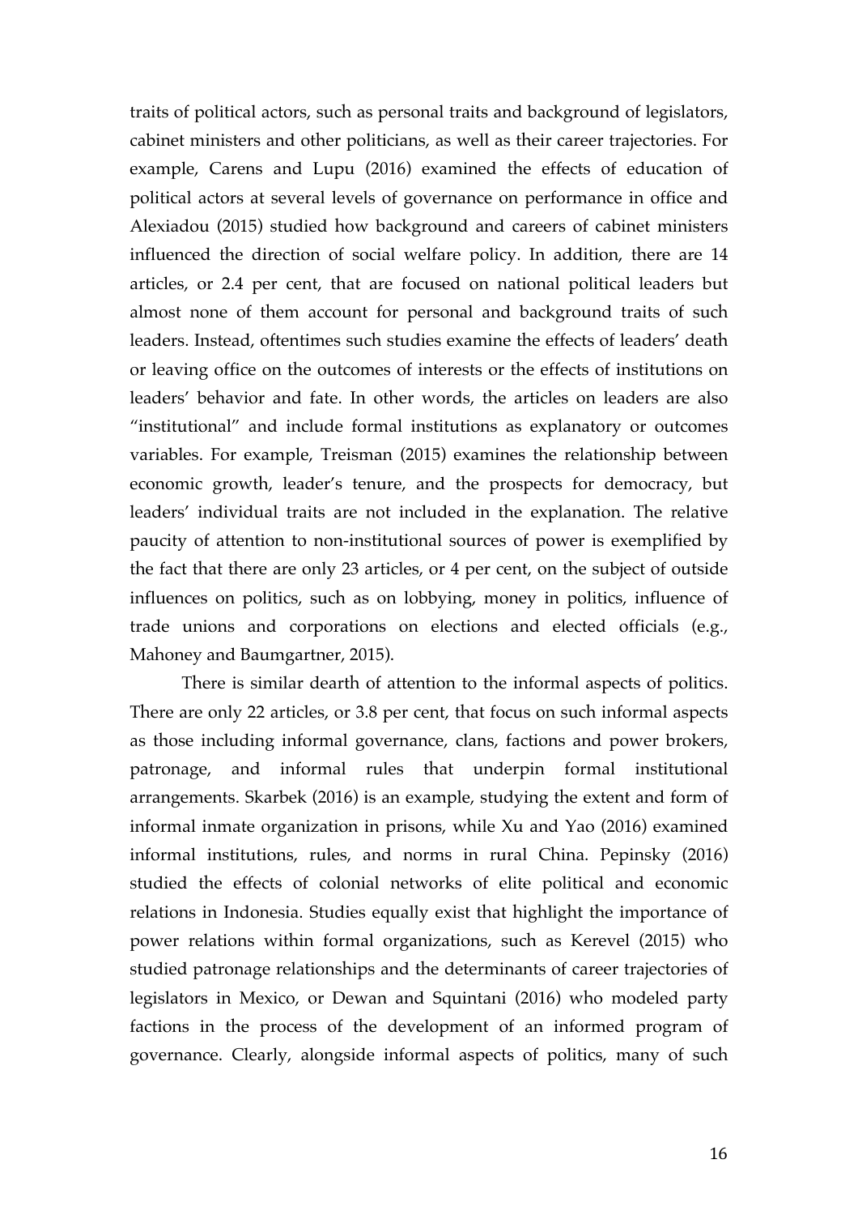traits of political actors, such as personal traits and background of legislators, cabinet ministers and other politicians, as well as their career trajectories. For example, Carens and Lupu (2016) examined the effects of education of political actors at several levels of governance on performance in office and Alexiadou (2015) studied how background and careers of cabinet ministers influenced the direction of social welfare policy. In addition, there are 14 articles, or 2.4 per cent, that are focused on national political leaders but almost none of them account for personal and background traits of such leaders. Instead, oftentimes such studies examine the effects of leaders' death or leaving office on the outcomes of interests or the effects of institutions on leaders' behavior and fate. In other words, the articles on leaders are also "institutional" and include formal institutions as explanatory or outcomes variables. For example, Treisman (2015) examines the relationship between economic growth, leader's tenure, and the prospects for democracy, but leaders' individual traits are not included in the explanation. The relative paucity of attention to non-institutional sources of power is exemplified by the fact that there are only 23 articles, or 4 per cent, on the subject of outside influences on politics, such as on lobbying, money in politics, influence of trade unions and corporations on elections and elected officials (e.g., Mahoney and Baumgartner, 2015).

There is similar dearth of attention to the informal aspects of politics. There are only 22 articles, or 3.8 per cent, that focus on such informal aspects as those including informal governance, clans, factions and power brokers, patronage, and informal rules that underpin formal institutional arrangements. Skarbek (2016) is an example, studying the extent and form of informal inmate organization in prisons, while Xu and Yao (2016) examined informal institutions, rules, and norms in rural China. Pepinsky (2016) studied the effects of colonial networks of elite political and economic relations in Indonesia. Studies equally exist that highlight the importance of power relations within formal organizations, such as Kerevel (2015) who studied patronage relationships and the determinants of career trajectories of legislators in Mexico, or Dewan and Squintani (2016) who modeled party factions in the process of the development of an informed program of governance. Clearly, alongside informal aspects of politics, many of such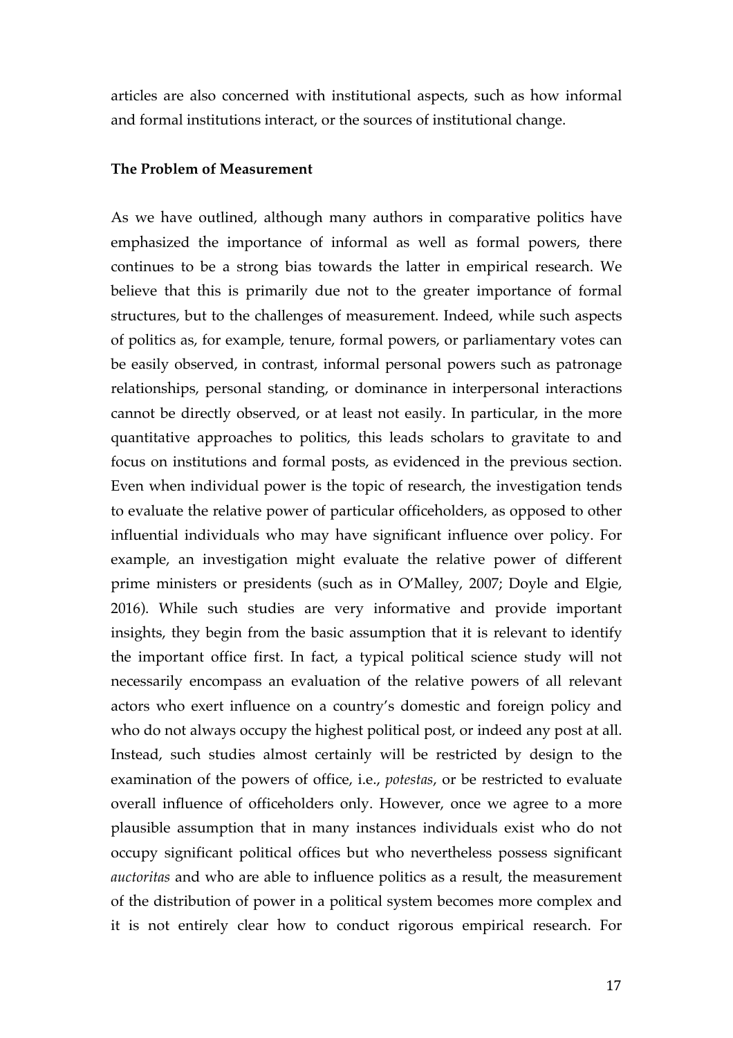articles are also concerned with institutional aspects, such as how informal and formal institutions interact, or the sources of institutional change.

### The Problem of Measurement

As we have outlined, although many authors in comparative politics have emphasized the importance of informal as well as formal powers, there continues to be a strong bias towards the latter in empirical research. We believe that this is primarily due not to the greater importance of formal structures, but to the challenges of measurement. Indeed, while such aspects of politics as, for example, tenure, formal powers, or parliamentary votes can be easily observed, in contrast, informal personal powers such as patronage relationships, personal standing, or dominance in interpersonal interactions cannot be directly observed, or at least not easily. In particular, in the more quantitative approaches to politics, this leads scholars to gravitate to and focus on institutions and formal posts, as evidenced in the previous section. Even when individual power is the topic of research, the investigation tends to evaluate the relative power of particular officeholders, as opposed to other influential individuals who may have significant influence over policy. For example, an investigation might evaluate the relative power of different prime ministers or presidents (such as in O'Malley, 2007; Doyle and Elgie, 2016). While such studies are very informative and provide important insights, they begin from the basic assumption that it is relevant to identify the important office first. In fact, a typical political science study will not necessarily encompass an evaluation of the relative powers of all relevant actors who exert influence on a country's domestic and foreign policy and who do not always occupy the highest political post, or indeed any post at all. Instead, such studies almost certainly will be restricted by design to the examination of the powers of office, i.e., *potestas*, or be restricted to evaluate overall influence of officeholders only. However, once we agree to a more plausible assumption that in many instances individuals exist who do not occupy significant political offices but who nevertheless possess significant *auctoritas* and who are able to influence politics as a result, the measurement of the distribution of power in a political system becomes more complex and it is not entirely clear how to conduct rigorous empirical research. For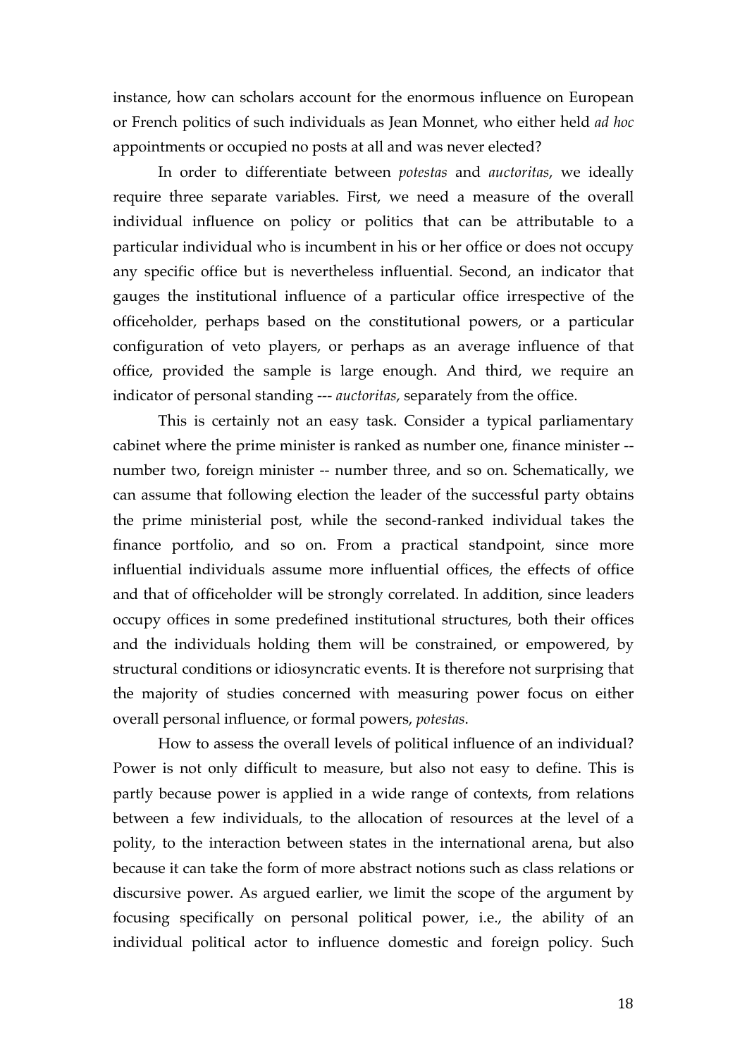instance, how can scholars account for the enormous influence on European or French politics of such individuals as Jean Monnet, who either held *ad hoc* appointments or occupied no posts at all and was never elected?

In order to differentiate between *potestas* and *auctoritas*, we ideally require three separate variables. First, we need a measure of the overall individual influence on policy or politics that can be attributable to a particular individual who is incumbent in his or her office or does not occupy any specific office but is nevertheless influential. Second, an indicator that gauges the institutional influence of a particular office irrespective of the officeholder, perhaps based on the constitutional powers, or a particular configuration of veto players, or perhaps as an average influence of that office, provided the sample is large enough. And third, we require an indicator of personal standing --- *auctoritas*, separately from the office.

This is certainly not an easy task. Consider a typical parliamentary cabinet where the prime minister is ranked as number one, finance minister -- number two, foreign minister -- number three, and so on. Schematically, we can assume that following election the leader of the successful party obtains the prime ministerial post, while the second-ranked individual takes the finance portfolio, and so on. From a practical standpoint, since more influential individuals assume more influential offices, the effects of office and that of officeholder will be strongly correlated. In addition, since leaders occupy offices in some predefined institutional structures, both their offices and the individuals holding them will be constrained, or empowered, by structural conditions or idiosyncratic events. It is therefore not surprising that the majority of studies concerned with measuring power focus on either overall personal influence, or formal powers, *potestas*.

How to assess the overall levels of political influence of an individual? Power is not only difficult to measure, but also not easy to define. This is partly because power is applied in a wide range of contexts, from relations between a few individuals, to the allocation of resources at the level of a polity, to the interaction between states in the international arena, but also because it can take the form of more abstract notions such as class relations or discursive power. As argued earlier, we limit the scope of the argument by focusing specifically on personal political power, i.e., the ability of an individual political actor to influence domestic and foreign policy. Such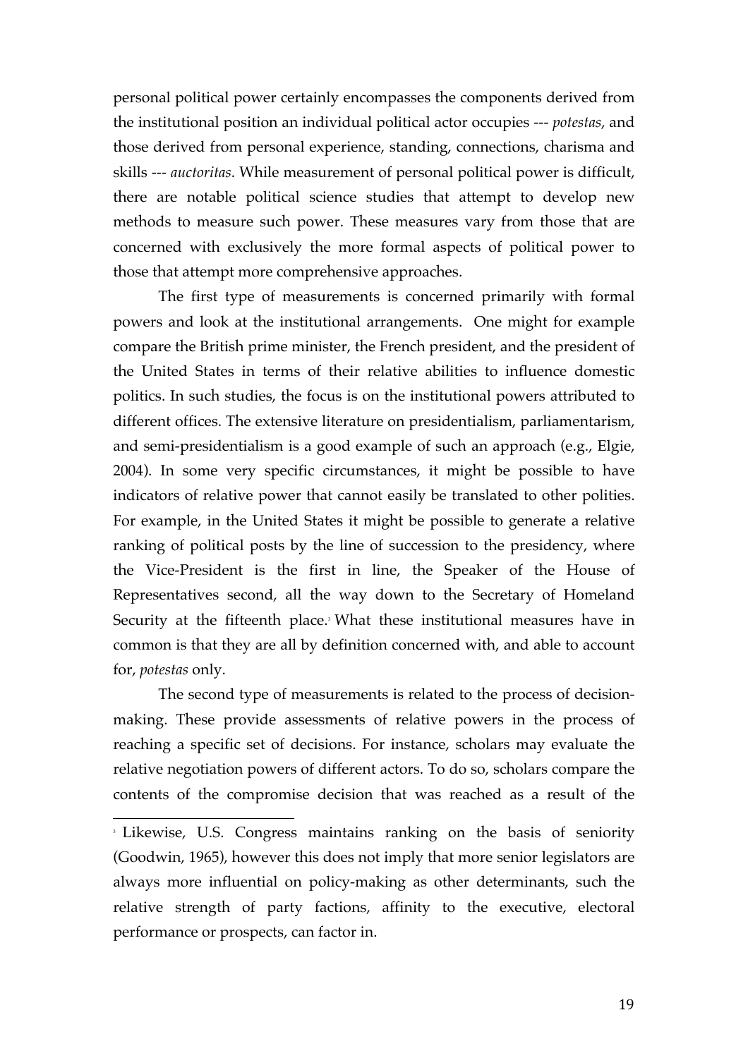personal political power certainly encompasses the components derived from the institutional position an individual political actor occupies --- *potestas*, and those derived from personal experience, standing, connections, charisma and skills --- *auctoritas*. While measurement of personal political power is difficult, there are notable political science studies that attempt to develop new methods to measure such power. These measures vary from those that are concerned with exclusively the more formal aspects of political power to those that attempt more comprehensive approaches.

The first type of measurements is concerned primarily with formal powers and look at the institutional arrangements. One might for example compare the British prime minister, the French president, and the president of the United States in terms of their relative abilities to influence domestic politics. In such studies, the focus is on the institutional powers attributed to different offices. The extensive literature on presidentialism, parliamentarism, and semi-presidentialism is a good example of such an approach (e.g., Elgie, 2004). In some very specific circumstances, it might be possible to have indicators of relative power that cannot easily be translated to other polities. For example, in the United States it might be possible to generate a relative ranking of political posts by the line of succession to the presidency, where the Vice-President is the first in line, the Speaker of the House of Representatives second, all the way down to the Secretary of Homeland Security at the fifteenth place.[3] What these institutional measures have in common is that they are all by definition concerned with, and able to account for, *potestas* only.

The second type of measurements is related to the process of decision-making. These provide assessments of relative powers in the process of reaching a specific set of decisions. For instance, scholars may evaluate the relative negotiation powers of different actors. To do so, scholars compare the contents of the compromise decision that was reached as a result of the

---

[3] Likewise, U.S. Congress maintains ranking on the basis of seniority (Goodwin, 1965), however this does not imply that more senior legislators are always more influential on policy-making as other determinants, such the relative strength of party factions, affinity to the executive, electoral performance or prospects, can factor in.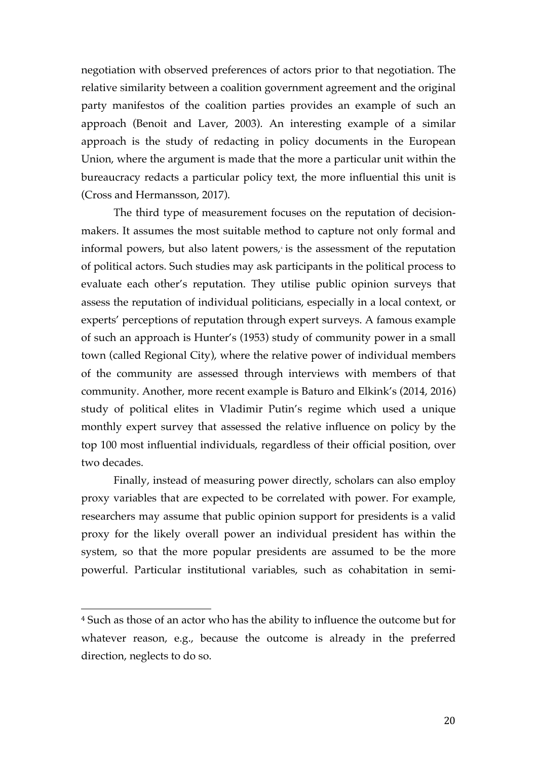negotiation with observed preferences of actors prior to that negotiation. The relative similarity between a coalition government agreement and the original party manifestos of the coalition parties provides an example of such an approach (Benoit and Laver, 2003). An interesting example of a similar approach is the study of redacting in policy documents in the European Union, where the argument is made that the more a particular unit within the bureaucracy redacts a particular policy text, the more influential this unit is (Cross and Hermansson, 2017).

The third type of measurement focuses on the reputation of decision-makers. It assumes the most suitable method to capture not only formal and informal powers, but also latent powers,[4] is the assessment of the reputation of political actors. Such studies may ask participants in the political process to evaluate each other's reputation. They utilise public opinion surveys that assess the reputation of individual politicians, especially in a local context, or experts' perceptions of reputation through expert surveys. A famous example of such an approach is Hunter's (1953) study of community power in a small town (called Regional City), where the relative power of individual members of the community are assessed through interviews with members of that community. Another, more recent example is Baturo and Elkink's (2014, 2016) study of political elites in Vladimir Putin's regime which used a unique monthly expert survey that assessed the relative influence on policy by the top 100 most influential individuals, regardless of their official position, over two decades.

Finally, instead of measuring power directly, scholars can also employ proxy variables that are expected to be correlated with power. For example, researchers may assume that public opinion support for presidents is a valid proxy for the likely overall power an individual president has within the system, so that the more popular presidents are assumed to be the more powerful. Particular institutional variables, such as cohabitation in semi-

---

[4] Such as those of an actor who has the ability to influence the outcome but for whatever reason, e.g., because the outcome is already in the preferred direction, neglects to do so.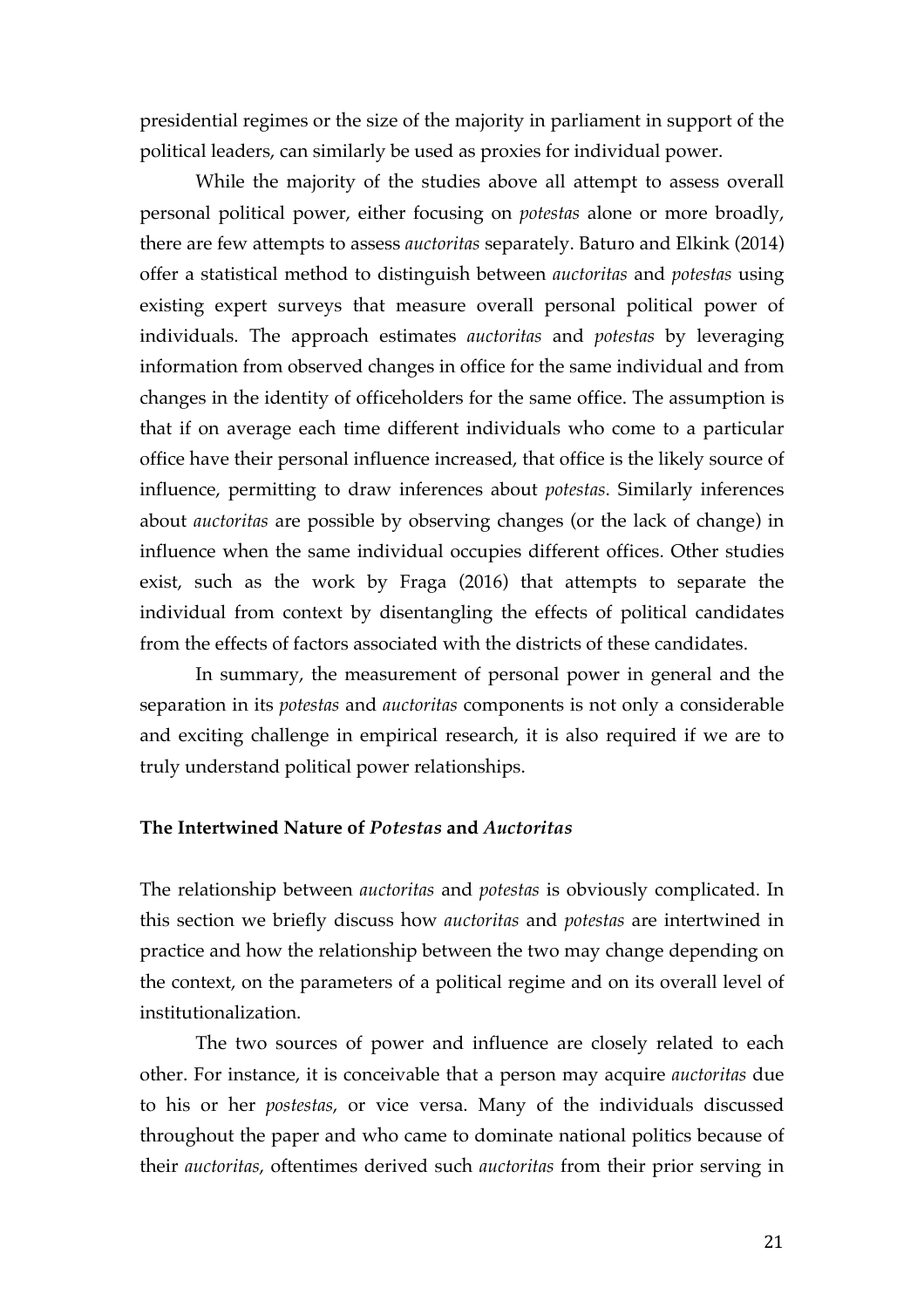presidential regimes or the size of the majority in parliament in support of the political leaders, can similarly be used as proxies for individual power.

While the majority of the studies above all attempt to assess overall personal political power, either focusing on *potestas* alone or more broadly, there are few attempts to assess *auctoritas* separately. Baturo and Elkink (2014) offer a statistical method to distinguish between *auctoritas* and *potestas* using existing expert surveys that measure overall personal political power of individuals. The approach estimates *auctoritas* and *potestas* by leveraging information from observed changes in office for the same individual and from changes in the identity of officeholders for the same office. The assumption is that if on average each time different individuals who come to a particular office have their personal influence increased, that office is the likely source of influence, permitting to draw inferences about *potestas*. Similarly inferences about *auctoritas* are possible by observing changes (or the lack of change) in influence when the same individual occupies different offices. Other studies exist, such as the work by Fraga (2016) that attempts to separate the individual from context by disentangling the effects of political candidates from the effects of factors associated with the districts of these candidates.

In summary, the measurement of personal power in general and the separation in its *potestas* and *auctoritas* components is not only a considerable and exciting challenge in empirical research, it is also required if we are to truly understand political power relationships.

## The Intertwined Nature of *Potestas* and *Auctoritas*

The relationship between *auctoritas* and *potestas* is obviously complicated. In this section we briefly discuss how *auctoritas* and *potestas* are intertwined in practice and how the relationship between the two may change depending on the context, on the parameters of a political regime and on its overall level of institutionalization.

The two sources of power and influence are closely related to each other. For instance, it is conceivable that a person may acquire *auctoritas* due to his or her *postestas*, or vice versa. Many of the individuals discussed throughout the paper and who came to dominate national politics because of their *auctoritas*, oftentimes derived such *auctoritas* from their prior serving in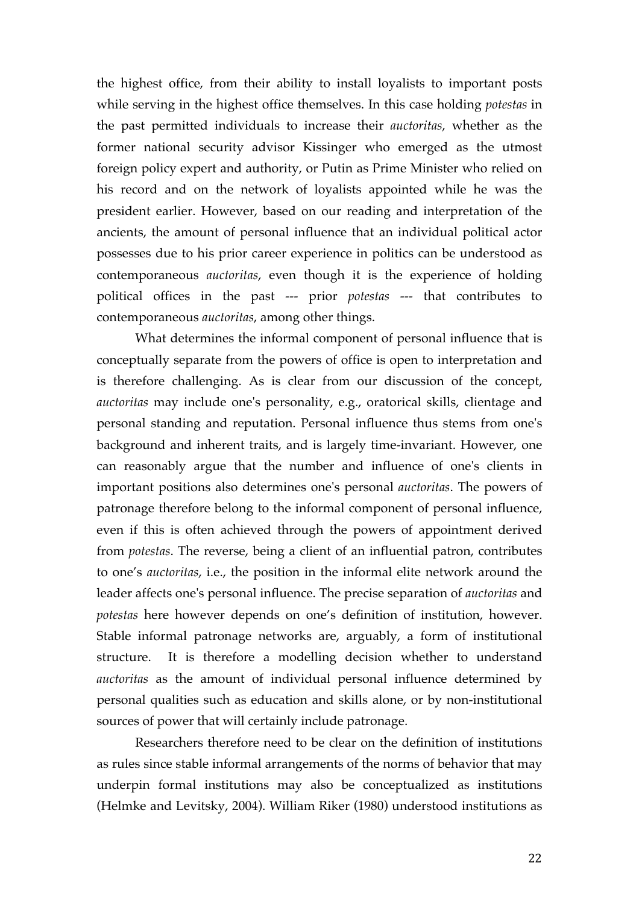the highest office, from their ability to install loyalists to important posts while serving in the highest office themselves. In this case holding *potestas* in the past permitted individuals to increase their *auctoritas*, whether as the former national security advisor Kissinger who emerged as the utmost foreign policy expert and authority, or Putin as Prime Minister who relied on his record and on the network of loyalists appointed while he was the president earlier. However, based on our reading and interpretation of the ancients, the amount of personal influence that an individual political actor possesses due to his prior career experience in politics can be understood as contemporaneous *auctoritas*, even though it is the experience of holding political offices in the past --- prior *potestas* --- that contributes to contemporaneous *auctoritas*, among other things.

What determines the informal component of personal influence that is conceptually separate from the powers of office is open to interpretation and is therefore challenging. As is clear from our discussion of the concept, *auctoritas* may include one's personality, e.g., oratorical skills, clientage and personal standing and reputation. Personal influence thus stems from one's background and inherent traits, and is largely time-invariant. However, one can reasonably argue that the number and influence of one's clients in important positions also determines one's personal *auctoritas*. The powers of patronage therefore belong to the informal component of personal influence, even if this is often achieved through the powers of appointment derived from *potestas*. The reverse, being a client of an influential patron, contributes to one's *auctoritas*, i.e., the position in the informal elite network around the leader affects one's personal influence. The precise separation of *auctoritas* and *potestas* here however depends on one's definition of institution, however. Stable informal patronage networks are, arguably, a form of institutional structure. It is therefore a modelling decision whether to understand *auctoritas* as the amount of individual personal influence determined by personal qualities such as education and skills alone, or by non-institutional sources of power that will certainly include patronage.

Researchers therefore need to be clear on the definition of institutions as rules since stable informal arrangements of the norms of behavior that may underpin formal institutions may also be conceptualized as institutions (Helmke and Levitsky, 2004). William Riker (1980) understood institutions as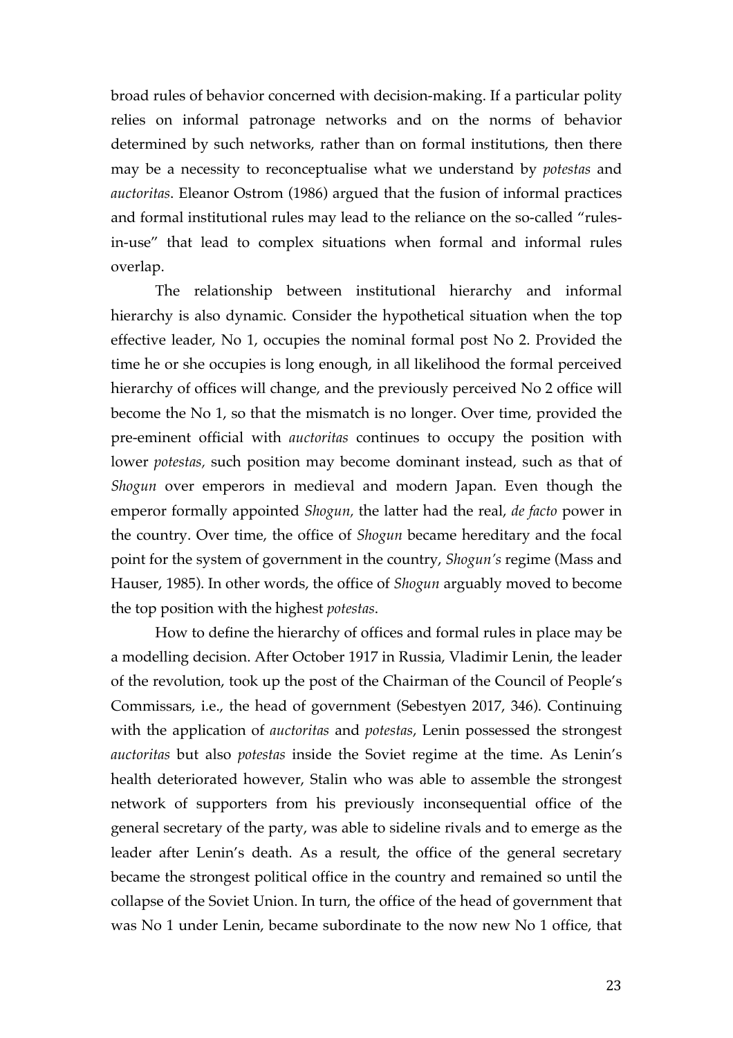broad rules of behavior concerned with decision-making. If a particular polity relies on informal patronage networks and on the norms of behavior determined by such networks, rather than on formal institutions, then there may be a necessity to reconceptualise what we understand by *potestas* and *auctoritas*. Eleanor Ostrom (1986) argued that the fusion of informal practices and formal institutional rules may lead to the reliance on the so-called "rules-in-use" that lead to complex situations when formal and informal rules overlap.

The relationship between institutional hierarchy and informal hierarchy is also dynamic. Consider the hypothetical situation when the top effective leader, No 1, occupies the nominal formal post No 2. Provided the time he or she occupies is long enough, in all likelihood the formal perceived hierarchy of offices will change, and the previously perceived No 2 office will become the No 1, so that the mismatch is no longer. Over time, provided the pre-eminent official with *auctoritas* continues to occupy the position with lower *potestas*, such position may become dominant instead, such as that of *Shogun* over emperors in medieval and modern Japan. Even though the emperor formally appointed *Shogun*, the latter had the real, *de facto* power in the country. Over time, the office of *Shogun* became hereditary and the focal point for the system of government in the country, *Shogun's* regime (Mass and Hauser, 1985). In other words, the office of *Shogun* arguably moved to become the top position with the highest *potestas*.

How to define the hierarchy of offices and formal rules in place may be a modelling decision. After October 1917 in Russia, Vladimir Lenin, the leader of the revolution, took up the post of the Chairman of the Council of People's Commissars, i.e., the head of government (Sebestyen 2017, 346). Continuing with the application of *auctoritas* and *potestas*, Lenin possessed the strongest *auctoritas* but also *potestas* inside the Soviet regime at the time. As Lenin's health deteriorated however, Stalin who was able to assemble the strongest network of supporters from his previously inconsequential office of the general secretary of the party, was able to sideline rivals and to emerge as the leader after Lenin's death. As a result, the office of the general secretary became the strongest political office in the country and remained so until the collapse of the Soviet Union. In turn, the office of the head of government that was No 1 under Lenin, became subordinate to the now new No 1 office, that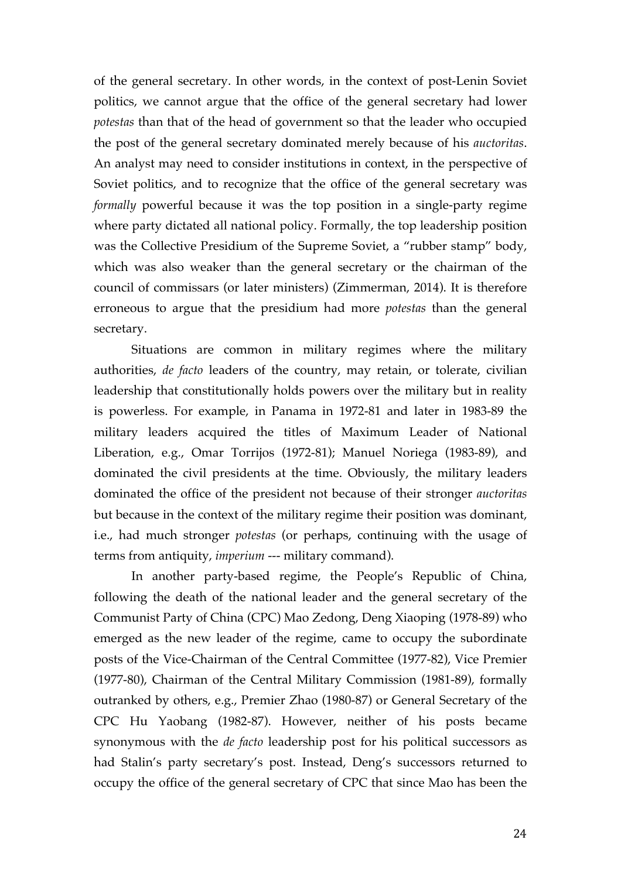of the general secretary. In other words, in the context of post-Lenin Soviet politics, we cannot argue that the office of the general secretary had lower *potestas* than that of the head of government so that the leader who occupied the post of the general secretary dominated merely because of his *auctoritas*. An analyst may need to consider institutions in context, in the perspective of Soviet politics, and to recognize that the office of the general secretary was *formally* powerful because it was the top position in a single-party regime where party dictated all national policy. Formally, the top leadership position was the Collective Presidium of the Supreme Soviet, a "rubber stamp" body, which was also weaker than the general secretary or the chairman of the council of commissars (or later ministers) (Zimmerman, 2014). It is therefore erroneous to argue that the presidium had more *potestas* than the general secretary.

Situations are common in military regimes where the military authorities, *de facto* leaders of the country, may retain, or tolerate, civilian leadership that constitutionally holds powers over the military but in reality is powerless. For example, in Panama in 1972-81 and later in 1983-89 the military leaders acquired the titles of Maximum Leader of National Liberation, e.g., Omar Torrijos (1972-81); Manuel Noriega (1983-89), and dominated the civil presidents at the time. Obviously, the military leaders dominated the office of the president not because of their stronger *auctoritas* but because in the context of the military regime their position was dominant, i.e., had much stronger *potestas* (or perhaps, continuing with the usage of terms from antiquity, *imperium* --- military command).

In another party-based regime, the People's Republic of China, following the death of the national leader and the general secretary of the Communist Party of China (CPC) Mao Zedong, Deng Xiaoping (1978-89) who emerged as the new leader of the regime, came to occupy the subordinate posts of the Vice-Chairman of the Central Committee (1977-82), Vice Premier (1977-80), Chairman of the Central Military Commission (1981-89), formally outranked by others, e.g., Premier Zhao (1980-87) or General Secretary of the CPC Hu Yaobang (1982-87). However, neither of his posts became synonymous with the *de facto* leadership post for his political successors as had Stalin's party secretary's post. Instead, Deng's successors returned to occupy the office of the general secretary of CPC that since Mao has been the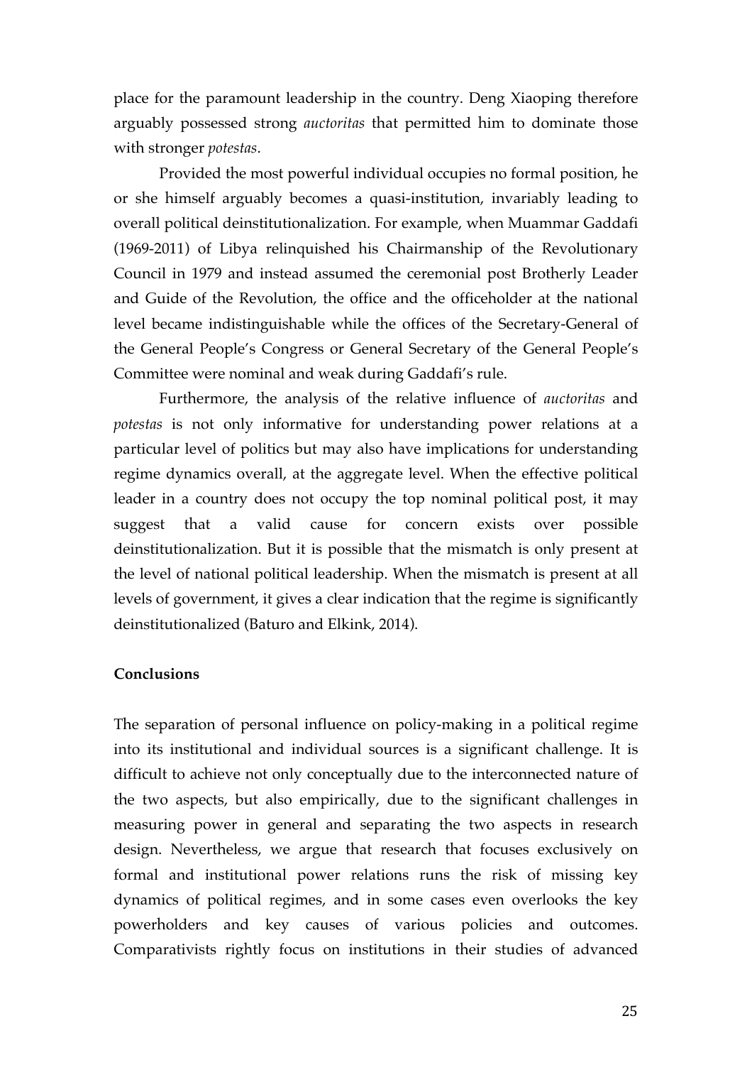place for the paramount leadership in the country. Deng Xiaoping therefore arguably possessed strong *auctoritas* that permitted him to dominate those with stronger *potestas*.

Provided the most powerful individual occupies no formal position, he or she himself arguably becomes a quasi-institution, invariably leading to overall political deinstitutionalization. For example, when Muammar Gaddafi (1969-2011) of Libya relinquished his Chairmanship of the Revolutionary Council in 1979 and instead assumed the ceremonial post Brotherly Leader and Guide of the Revolution, the office and the officeholder at the national level became indistinguishable while the offices of the Secretary-General of the General People's Congress or General Secretary of the General People's Committee were nominal and weak during Gaddafi's rule.

Furthermore, the analysis of the relative influence of *auctoritas* and *potestas* is not only informative for understanding power relations at a particular level of politics but may also have implications for understanding regime dynamics overall, at the aggregate level. When the effective political leader in a country does not occupy the top nominal political post, it may suggest that a valid cause for concern exists over possible deinstitutionalization. But it is possible that the mismatch is only present at the level of national political leadership. When the mismatch is present at all levels of government, it gives a clear indication that the regime is significantly deinstitutionalized (Baturo and Elkink, 2014).

**Conclusions**

The separation of personal influence on policy-making in a political regime into its institutional and individual sources is a significant challenge. It is difficult to achieve not only conceptually due to the interconnected nature of the two aspects, but also empirically, due to the significant challenges in measuring power in general and separating the two aspects in research design. Nevertheless, we argue that research that focuses exclusively on formal and institutional power relations runs the risk of missing key dynamics of political regimes, and in some cases even overlooks the key powerholders and key causes of various policies and outcomes. Comparativists rightly focus on institutions in their studies of advanced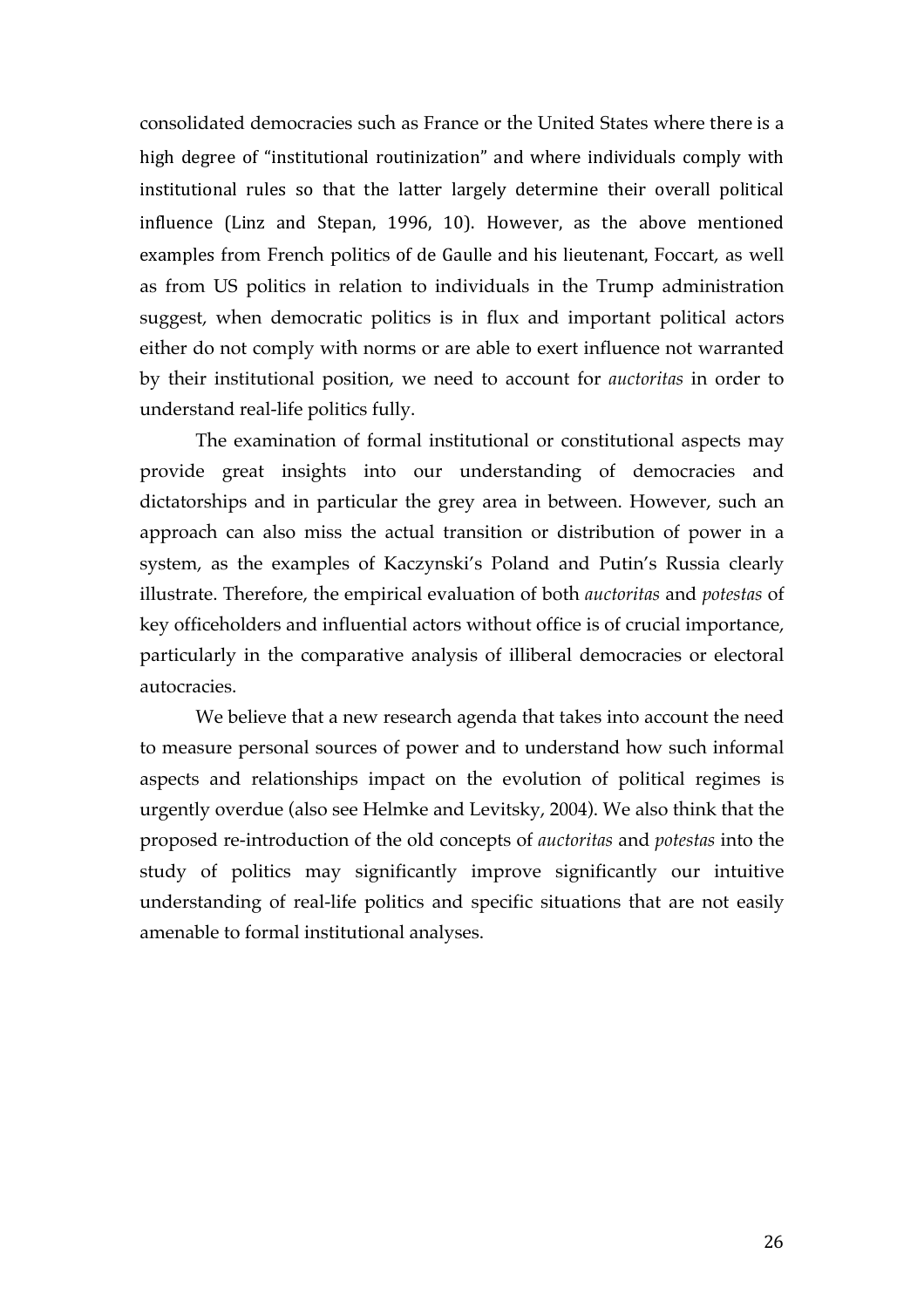consolidated democracies such as France or the United States where there is a high degree of "institutional routinization" and where individuals comply with institutional rules so that the latter largely determine their overall political influence (Linz and Stepan, 1996, 10). However, as the above mentioned examples from French politics of de Gaulle and his lieutenant, Foccart, as well as from US politics in relation to individuals in the Trump administration suggest, when democratic politics is in flux and important political actors either do not comply with norms or are able to exert influence not warranted by their institutional position, we need to account for *auctoritas* in order to understand real-life politics fully.

The examination of formal institutional or constitutional aspects may provide great insights into our understanding of democracies and dictatorships and in particular the grey area in between. However, such an approach can also miss the actual transition or distribution of power in a system, as the examples of Kaczynski's Poland and Putin's Russia clearly illustrate. Therefore, the empirical evaluation of both *auctoritas* and *potestas* of key officeholders and influential actors without office is of crucial importance, particularly in the comparative analysis of illiberal democracies or electoral autocracies.

We believe that a new research agenda that takes into account the need to measure personal sources of power and to understand how such informal aspects and relationships impact on the evolution of political regimes is urgently overdue (also see Helmke and Levitsky, 2004). We also think that the proposed re-introduction of the old concepts of *auctoritas* and *potestas* into the study of politics may significantly improve significantly our intuitive understanding of real-life politics and specific situations that are not easily amenable to formal institutional analyses.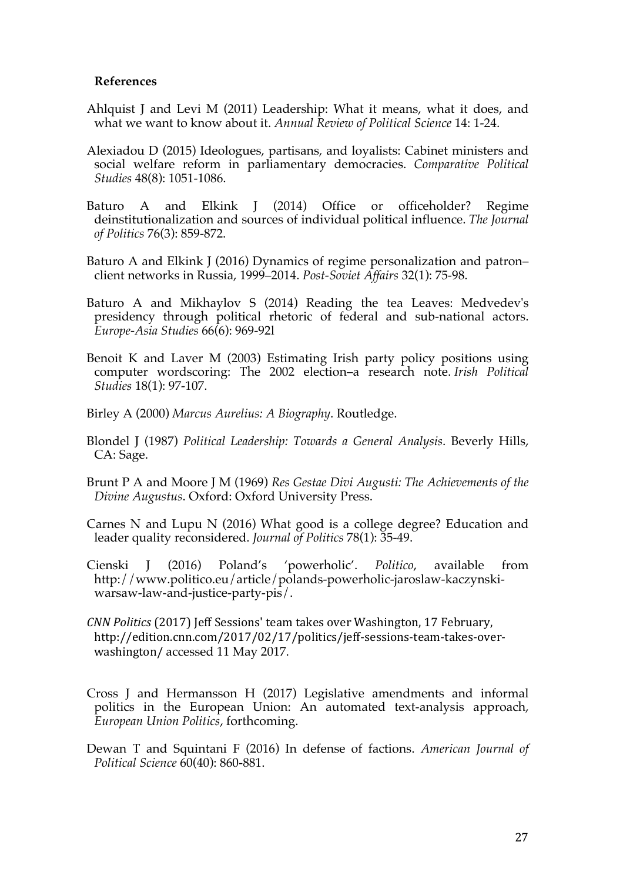**References**

Ahlquist J and Levi M (2011) Leadership: What it means, what it does, and what we want to know about it. *Annual Review of Political Science* 14: 1-24.

Alexiadou D (2015) Ideologues, partisans, and loyalists: Cabinet ministers and social welfare reform in parliamentary democracies. *Comparative Political Studies* 48(8): 1051-1086.

Baturo A and Elkink J (2014) Office or officeholder? Regime deinstitutionalization and sources of individual political influence. *The Journal of Politics* 76(3): 859-872.

Baturo A and Elkink J (2016) Dynamics of regime personalization and patron–client networks in Russia, 1999–2014. *Post-Soviet Affairs* 32(1): 75-98.

Baturo A and Mikhaylov S (2014) Reading the tea Leaves: Medvedev's presidency through political rhetoric of federal and sub-national actors. *Europe-Asia Studies* 66(6): 969-92l

Benoit K and Laver M (2003) Estimating Irish party policy positions using computer wordscoring: The 2002 election–a research note. *Irish Political Studies* 18(1): 97-107.

Birley A (2000) *Marcus Aurelius: A Biography*. Routledge.

Blondel J (1987) *Political Leadership: Towards a General Analysis*. Beverly Hills, CA: Sage.

Brunt P A and Moore J M (1969) *Res Gestae Divi Augusti: The Achievements of the Divine Augustus*. Oxford: Oxford University Press.

Carnes N and Lupu N (2016) What good is a college degree? Education and leader quality reconsidered. *Journal of Politics* 78(1): 35-49.

Cienski J (2016) Poland's 'powerholic'. *Politico*, available from http://www.politico.eu/article/polands-powerholic-jaroslaw-kaczynski-warsaw-law-and-justice-party-pis/.

*CNN Politics* (2017) Jeff Sessions' team takes over Washington, 17 February, http://edition.cnn.com/2017/02/17/politics/jeff-sessions-team-takes-over-washington/ accessed 11 May 2017.

Cross J and Hermansson H (2017) Legislative amendments and informal politics in the European Union: An automated text-analysis approach, *European Union Politics*, forthcoming.

Dewan T and Squintani F (2016) In defense of factions. *American Journal of Political Science* 60(40): 860-881.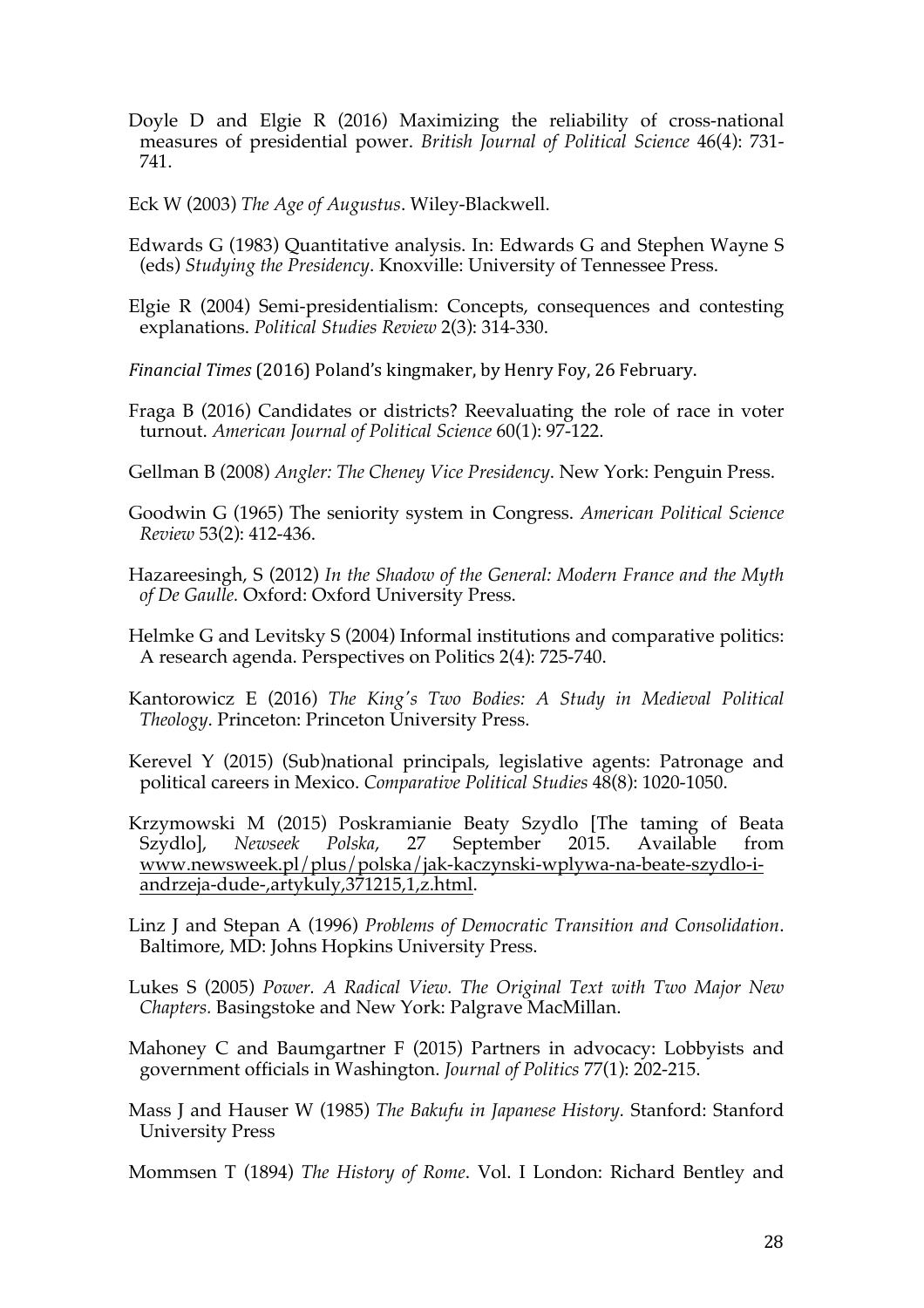Doyle D and Elgie R (2016) Maximizing the reliability of cross-national measures of presidential power. *British Journal of Political Science* 46(4): 731-741.

Eck W (2003) *The Age of Augustus*. Wiley-Blackwell.

Edwards G (1983) Quantitative analysis. In: Edwards G and Stephen Wayne S (eds) *Studying the Presidency*. Knoxville: University of Tennessee Press.

Elgie R (2004) Semi-presidentialism: Concepts, consequences and contesting explanations. *Political Studies Review* 2(3): 314-330.

*Financial Times* (2016) Poland's kingmaker, by Henry Foy, 26 February.

Fraga B (2016) Candidates or districts? Reevaluating the role of race in voter turnout. *American Journal of Political Science* 60(1): 97-122.

Gellman B (2008) *Angler: The Cheney Vice Presidency*. New York: Penguin Press.

Goodwin G (1965) The seniority system in Congress. *American Political Science Review* 53(2): 412-436.

Hazareesingh, S (2012) *In the Shadow of the General: Modern France and the Myth of De Gaulle.* Oxford: Oxford University Press.

Helmke G and Levitsky S (2004) Informal institutions and comparative politics: A research agenda. Perspectives on Politics 2(4): 725-740.

Kantorowicz E (2016) *The King's Two Bodies: A Study in Medieval Political Theology*. Princeton: Princeton University Press.

Kerevel Y (2015) (Sub)national principals, legislative agents: Patronage and political careers in Mexico. *Comparative Political Studies* 48(8): 1020-1050.

Krzymowski M (2015) Poskramianie Beaty Szydlo [The taming of Beata Szydlo], *Newseek Polska*, 27 September 2015. Available from www.newsweek.pl/plus/polska/jak-kaczynski-wplywa-na-beate-szydlo-i-andrzeja-dude-,artykuly,371215,1,z.html.

Linz J and Stepan A (1996) *Problems of Democratic Transition and Consolidation*. Baltimore, MD: Johns Hopkins University Press.

Lukes S (2005) *Power. A Radical View. The Original Text with Two Major New Chapters.* Basingstoke and New York: Palgrave MacMillan.

Mahoney C and Baumgartner F (2015) Partners in advocacy: Lobbyists and government officials in Washington. *Journal of Politics* 77(1): 202-215.

Mass J and Hauser W (1985) *The Bakufu in Japanese History.* Stanford: Stanford University Press

Mommsen T (1894) *The History of Rome*. Vol. I London: Richard Bentley and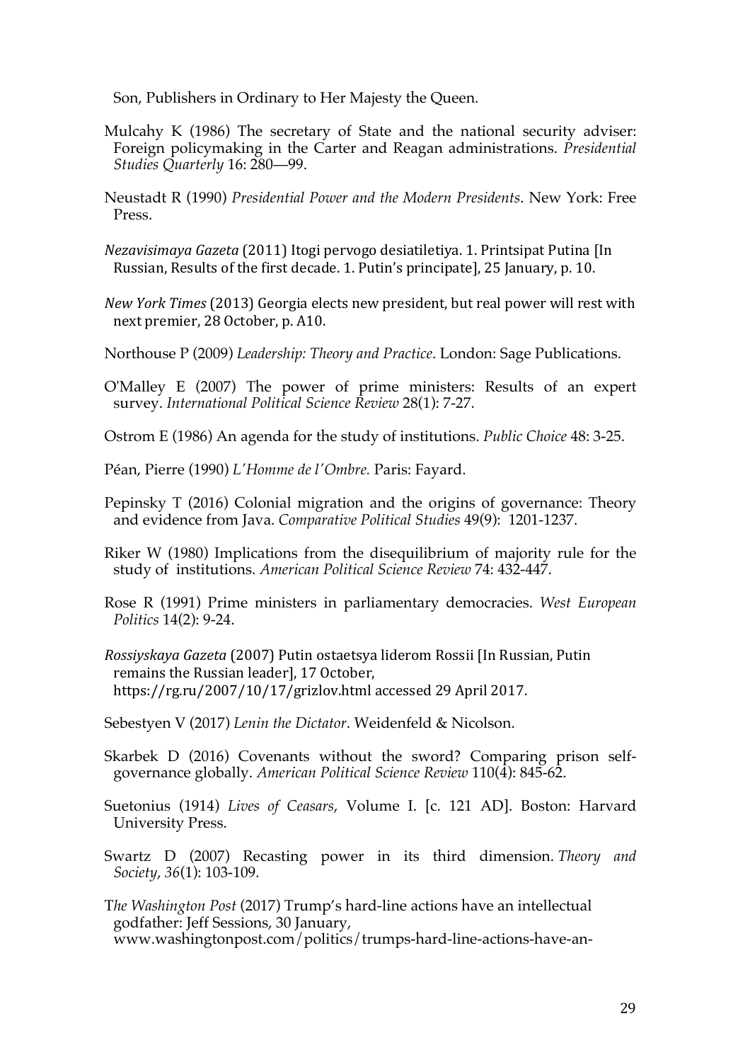Son, Publishers in Ordinary to Her Majesty the Queen.

Mulcahy K (1986) The secretary of State and the national security adviser: Foreign policymaking in the Carter and Reagan administrations. *Presidential Studies Quarterly* 16: 280—99.

Neustadt R (1990) *Presidential Power and the Modern Presidents*. New York: Free Press.

*Nezavisimaya Gazeta* (2011) Itogi pervogo desiatiletiya. 1. Printsipat Putina [In Russian, Results of the first decade. 1. Putin's principate], 25 January, p. 10.

*New York Times* (2013) Georgia elects new president, but real power will rest with next premier, 28 October, p. A10.

Northouse P (2009) *Leadership: Theory and Practice*. London: Sage Publications.

O'Malley E (2007) The power of prime ministers: Results of an expert survey. *International Political Science Review* 28(1): 7-27.

Ostrom E (1986) An agenda for the study of institutions. *Public Choice* 48: 3-25.

Péan, Pierre (1990) *L'Homme de l'Ombre.* Paris: Fayard.

Pepinsky T (2016) Colonial migration and the origins of governance: Theory and evidence from Java. *Comparative Political Studies* 49(9): 1201-1237.

Riker W (1980) Implications from the disequilibrium of majority rule for the study of institutions. *American Political Science Review* 74: 432-447.

Rose R (1991) Prime ministers in parliamentary democracies. *West European Politics* 14(2): 9-24.

*Rossiyskaya Gazeta* (2007) Putin ostaetsya liderom Rossii [In Russian, Putin remains the Russian leader], 17 October, https://rg.ru/2007/10/17/grizlov.html accessed 29 April 2017.

Sebestyen V (2017) *Lenin the Dictator*. Weidenfeld & Nicolson.

Skarbek D (2016) Covenants without the sword? Comparing prison self-governance globally. *American Political Science Review* 110(4): 845-62.

Suetonius (1914) *Lives of Ceasars*, Volume I. [c. 121 AD]. Boston: Harvard University Press.

Swartz D (2007) Recasting power in its third dimension. *Theory and Society*, *36*(1): 103-109.

T*he Washington Post* (2017) Trump's hard-line actions have an intellectual godfather: Jeff Sessions, 30 January, www.washingtonpost.com/politics/trumps-hard-line-actions-have-an-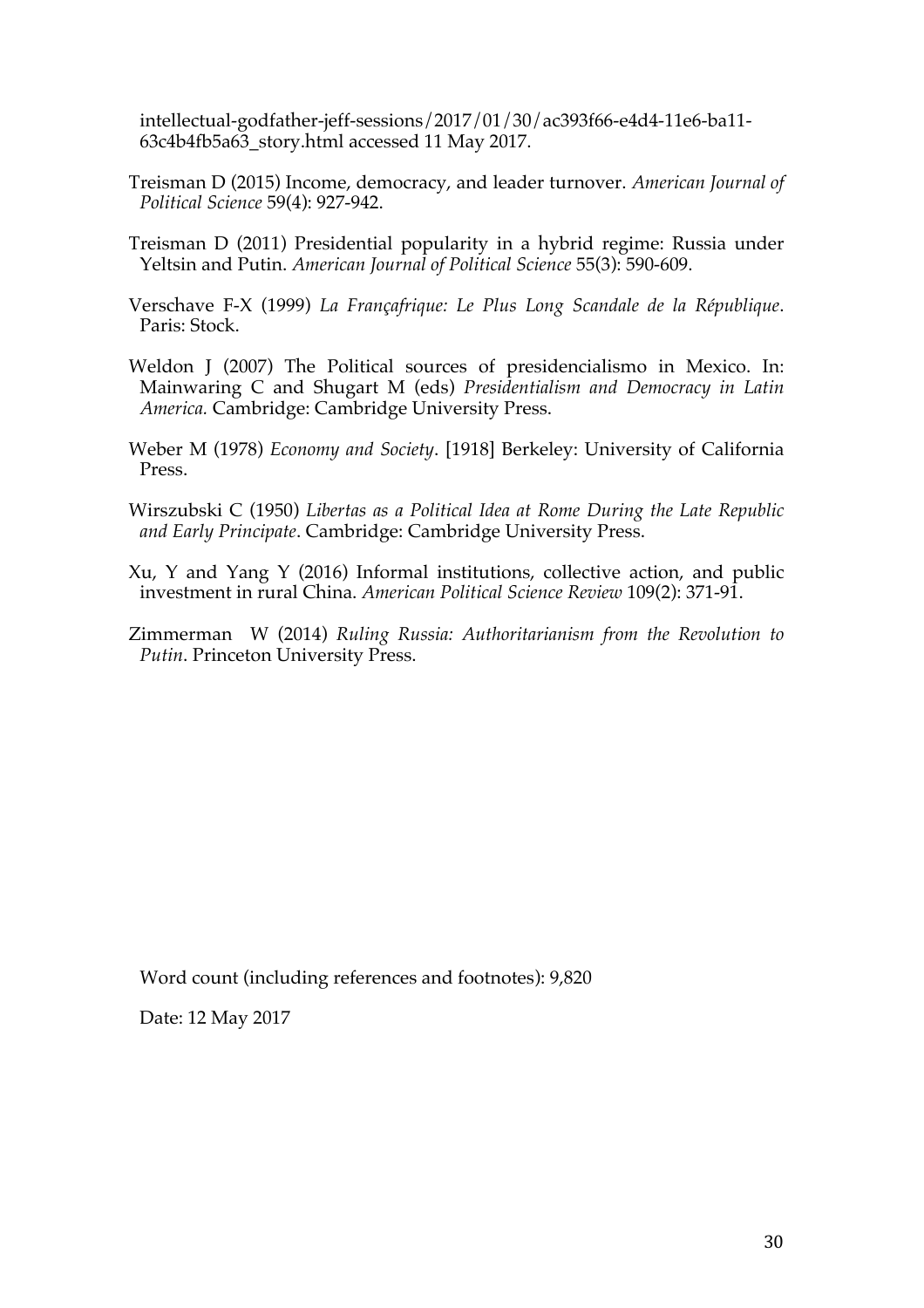intellectual-godfather-jeff-sessions/2017/01/30/ac393f66-e4d4-11e6-ba11-63c4b4fb5a63_story.html accessed 11 May 2017.

Treisman D (2015) Income, democracy, and leader turnover. *American Journal of Political Science* 59(4): 927-942.

Treisman D (2011) Presidential popularity in a hybrid regime: Russia under Yeltsin and Putin. *American Journal of Political Science* 55(3): 590-609.

Verschave F-X (1999) *La Françafrique: Le Plus Long Scandale de la République*. Paris: Stock.

Weldon J (2007) The Political sources of presidencialismo in Mexico. In: Mainwaring C and Shugart M (eds) *Presidentialism and Democracy in Latin America.* Cambridge: Cambridge University Press.

Weber M (1978) *Economy and Society*. [1918] Berkeley: University of California Press.

Wirszubski C (1950) *Libertas as a Political Idea at Rome During the Late Republic and Early Principate*. Cambridge: Cambridge University Press.

Xu, Y and Yang Y (2016) Informal institutions, collective action, and public investment in rural China. *American Political Science Review* 109(2): 371-91.

Zimmerman W (2014) *Ruling Russia: Authoritarianism from the Revolution to Putin*. Princeton University Press.

Word count (including references and footnotes): 9,820

Date: 12 May 2017